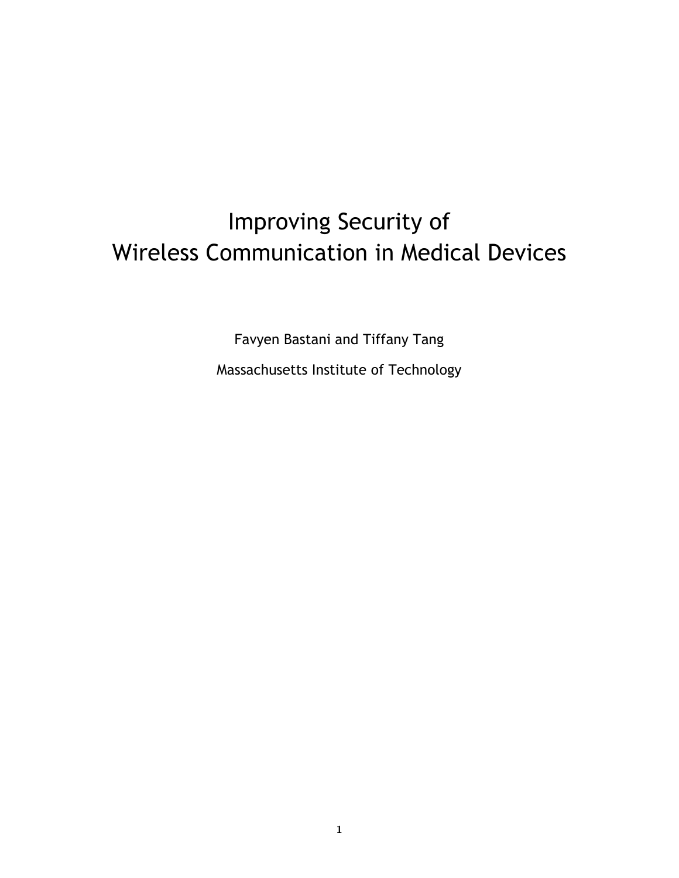# Improving Security of Wireless Communication in Medical Devices

Favyen Bastani and Tiffany Tang

Massachusetts Institute of Technology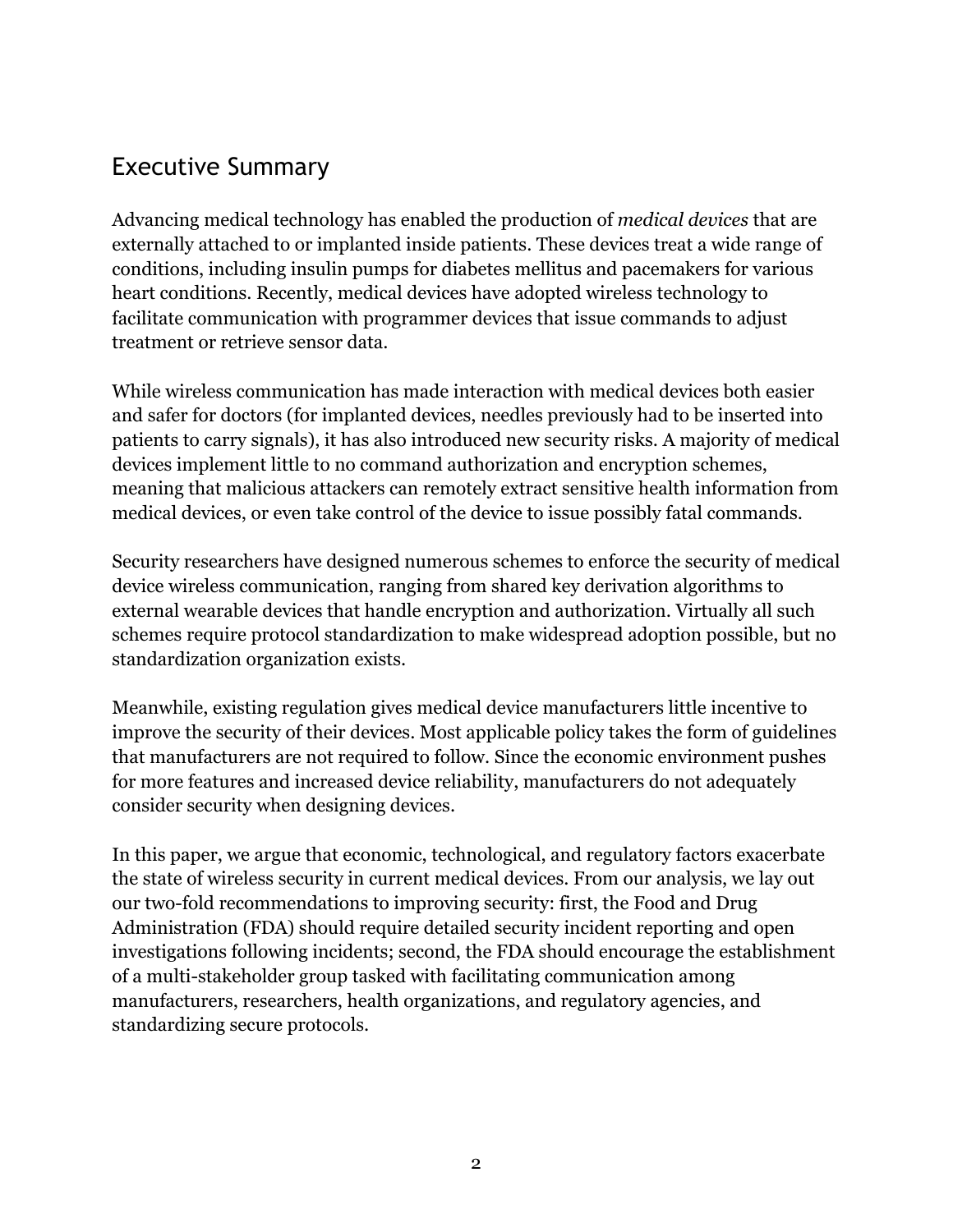## Executive Summary

Advancing medical technology has enabled the production of *medical devices* that are externally attached to or implanted inside patients. These devices treat a wide range of conditions, including insulin pumps for diabetes mellitus and pacemakers for various heart conditions. Recently, medical devices have adopted wireless technology to facilitate communication with programmer devices that issue commands to adjust treatment or retrieve sensor data.

While wireless communication has made interaction with medical devices both easier and safer for doctors (for implanted devices, needles previously had to be inserted into patients to carry signals), it has also introduced new security risks. A majority of medical devices implement little to no command authorization and encryption schemes, meaning that malicious attackers can remotely extract sensitive health information from medical devices, or even take control of the device to issue possibly fatal commands.

Security researchers have designed numerous schemes to enforce the security of medical device wireless communication, ranging from shared key derivation algorithms to external wearable devices that handle encryption and authorization. Virtually all such schemes require protocol standardization to make widespread adoption possible, but no standardization organization exists.

Meanwhile, existing regulation gives medical device manufacturers little incentive to improve the security of their devices. Most applicable policy takes the form of guidelines that manufacturers are not required to follow. Since the economic environment pushes for more features and increased device reliability, manufacturers do not adequately consider security when designing devices.

In this paper, we argue that economic, technological, and regulatory factors exacerbate the state of wireless security in current medical devices. From our analysis, we lay out our two-fold recommendations to improving security: first, the Food and Drug Administration (FDA) should require detailed security incident reporting and open investigations following incidents; second, the FDA should encourage the establishment of a multi-stakeholder group tasked with facilitating communication among manufacturers, researchers, health organizations, and regulatory agencies, and standardizing secure protocols.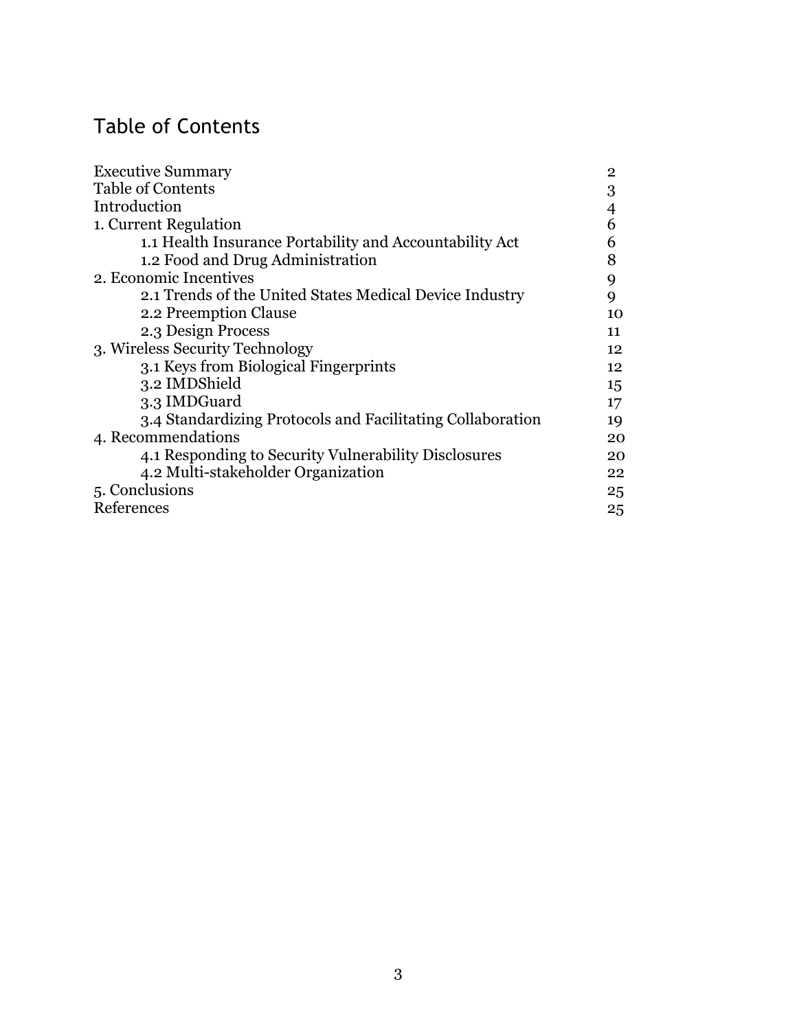# Table of Contents

| | |
|---|---|
| Executive Summary | 2 |
| Table of Contents | 3 |
| Introduction | 4 |
| 1. Current Regulation | 6 |
| 1.1 Health Insurance Portability and Accountability Act | 6 |
| 1.2 Food and Drug Administration | 8 |
| 2. Economic Incentives | 9 |
| 2.1 Trends of the United States Medical Device Industry | 9 |
| 2.2 Preemption Clause | 10 |
| 2.3 Design Process | 11 |
| 3. Wireless Security Technology | 12 |
| 3.1 Keys from Biological Fingerprints | 12 |
| 3.2 IMDShield | 15 |
| 3.3 IMDGuard | 17 |
| 3.4 Standardizing Protocols and Facilitating Collaboration | 19 |
| 4. Recommendations | 20 |
| 4.1 Responding to Security Vulnerability Disclosures | 20 |
| 4.2 Multi-stakeholder Organization | 22 |
| 5. Conclusions | 25 |
| References | 25 |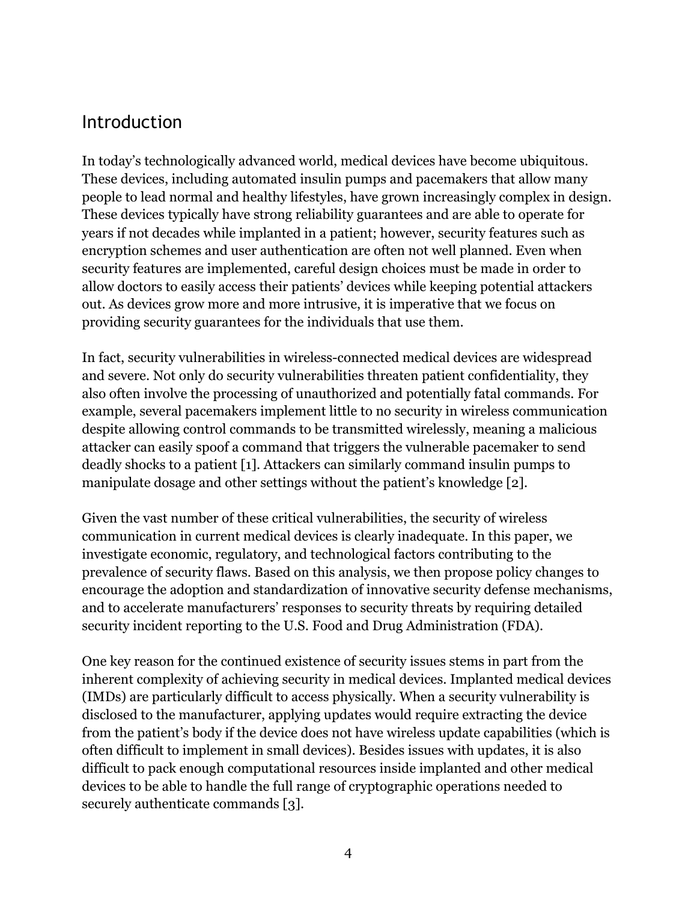## Introduction

In today's technologically advanced world, medical devices have become ubiquitous. These devices, including automated insulin pumps and pacemakers that allow many people to lead normal and healthy lifestyles, have grown increasingly complex in design. These devices typically have strong reliability guarantees and are able to operate for years if not decades while implanted in a patient; however, security features such as encryption schemes and user authentication are often not well planned. Even when security features are implemented, careful design choices must be made in order to allow doctors to easily access their patients' devices while keeping potential attackers out. As devices grow more and more intrusive, it is imperative that we focus on providing security guarantees for the individuals that use them.

In fact, security vulnerabilities in wireless-connected medical devices are widespread and severe. Not only do security vulnerabilities threaten patient confidentiality, they also often involve the processing of unauthorized and potentially fatal commands. For example, several pacemakers implement little to no security in wireless communication despite allowing control commands to be transmitted wirelessly, meaning a malicious attacker can easily spoof a command that triggers the vulnerable pacemaker to send deadly shocks to a patient [1]. Attackers can similarly command insulin pumps to manipulate dosage and other settings without the patient's knowledge [2].

Given the vast number of these critical vulnerabilities, the security of wireless communication in current medical devices is clearly inadequate. In this paper, we investigate economic, regulatory, and technological factors contributing to the prevalence of security flaws. Based on this analysis, we then propose policy changes to encourage the adoption and standardization of innovative security defense mechanisms, and to accelerate manufacturers' responses to security threats by requiring detailed security incident reporting to the U.S. Food and Drug Administration (FDA).

One key reason for the continued existence of security issues stems in part from the inherent complexity of achieving security in medical devices. Implanted medical devices (IMDs) are particularly difficult to access physically. When a security vulnerability is disclosed to the manufacturer, applying updates would require extracting the device from the patient's body if the device does not have wireless update capabilities (which is often difficult to implement in small devices). Besides issues with updates, it is also difficult to pack enough computational resources inside implanted and other medical devices to be able to handle the full range of cryptographic operations needed to securely authenticate commands [3].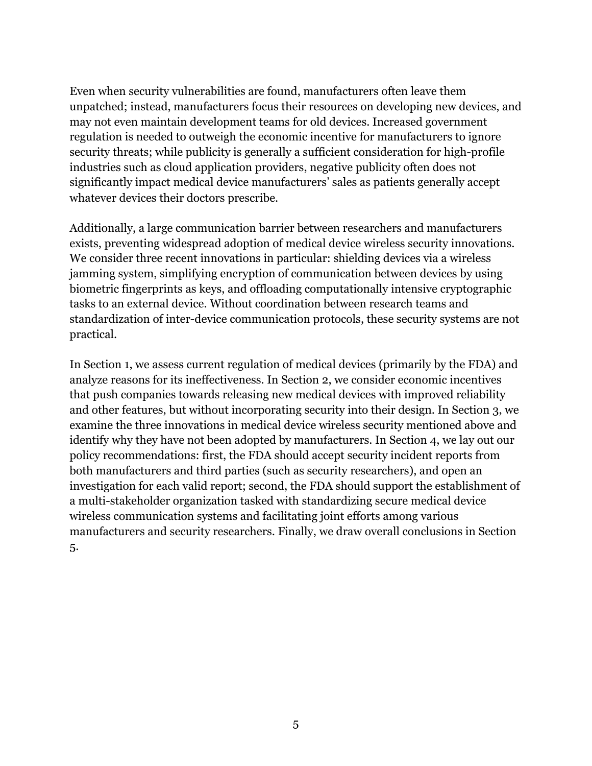Even when security vulnerabilities are found, manufacturers often leave them unpatched; instead, manufacturers focus their resources on developing new devices, and may not even maintain development teams for old devices. Increased government regulation is needed to outweigh the economic incentive for manufacturers to ignore security threats; while publicity is generally a sufficient consideration for high-profile industries such as cloud application providers, negative publicity often does not significantly impact medical device manufacturers' sales as patients generally accept whatever devices their doctors prescribe.

Additionally, a large communication barrier between researchers and manufacturers exists, preventing widespread adoption of medical device wireless security innovations. We consider three recent innovations in particular: shielding devices via a wireless jamming system, simplifying encryption of communication between devices by using biometric fingerprints as keys, and offloading computationally intensive cryptographic tasks to an external device. Without coordination between research teams and standardization of inter-device communication protocols, these security systems are not practical.

In Section 1, we assess current regulation of medical devices (primarily by the FDA) and analyze reasons for its ineffectiveness. In Section 2, we consider economic incentives that push companies towards releasing new medical devices with improved reliability and other features, but without incorporating security into their design. In Section 3, we examine the three innovations in medical device wireless security mentioned above and identify why they have not been adopted by manufacturers. In Section 4, we lay out our policy recommendations: first, the FDA should accept security incident reports from both manufacturers and third parties (such as security researchers), and open an investigation for each valid report; second, the FDA should support the establishment of a multi-stakeholder organization tasked with standardizing secure medical device wireless communication systems and facilitating joint efforts among various manufacturers and security researchers. Finally, we draw overall conclusions in Section 5.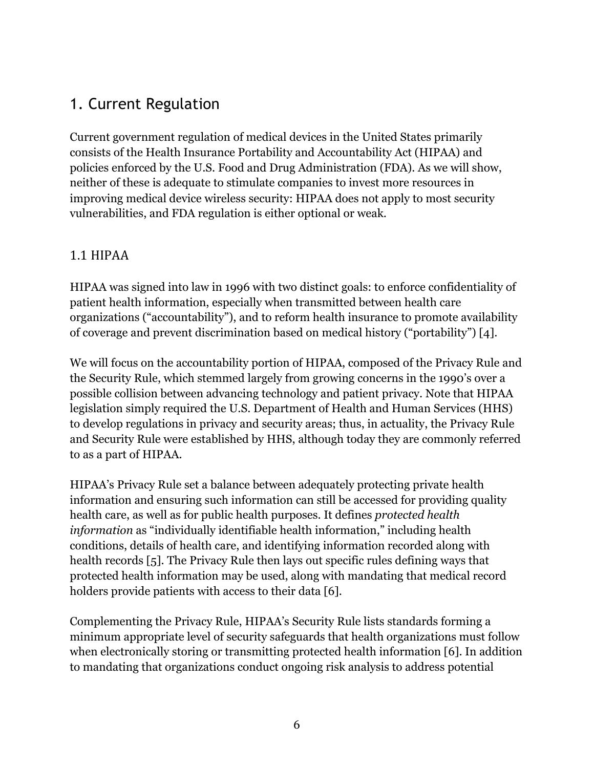# 1. Current Regulation

Current government regulation of medical devices in the United States primarily consists of the Health Insurance Portability and Accountability Act (HIPAA) and policies enforced by the U.S. Food and Drug Administration (FDA). As we will show, neither of these is adequate to stimulate companies to invest more resources in improving medical device wireless security: HIPAA does not apply to most security vulnerabilities, and FDA regulation is either optional or weak.

## 1.1 HIPAA

HIPAA was signed into law in 1996 with two distinct goals: to enforce confidentiality of patient health information, especially when transmitted between health care organizations ("accountability"), and to reform health insurance to promote availability of coverage and prevent discrimination based on medical history ("portability") [4].

We will focus on the accountability portion of HIPAA, composed of the Privacy Rule and the Security Rule, which stemmed largely from growing concerns in the 1990's over a possible collision between advancing technology and patient privacy. Note that HIPAA legislation simply required the U.S. Department of Health and Human Services (HHS) to develop regulations in privacy and security areas; thus, in actuality, the Privacy Rule and Security Rule were established by HHS, although today they are commonly referred to as a part of HIPAA.

HIPAA's Privacy Rule set a balance between adequately protecting private health information and ensuring such information can still be accessed for providing quality health care, as well as for public health purposes. It defines *protected health information* as "individually identifiable health information," including health conditions, details of health care, and identifying information recorded along with health records [5]. The Privacy Rule then lays out specific rules defining ways that protected health information may be used, along with mandating that medical record holders provide patients with access to their data [6].

Complementing the Privacy Rule, HIPAA's Security Rule lists standards forming a minimum appropriate level of security safeguards that health organizations must follow when electronically storing or transmitting protected health information [6]. In addition to mandating that organizations conduct ongoing risk analysis to address potential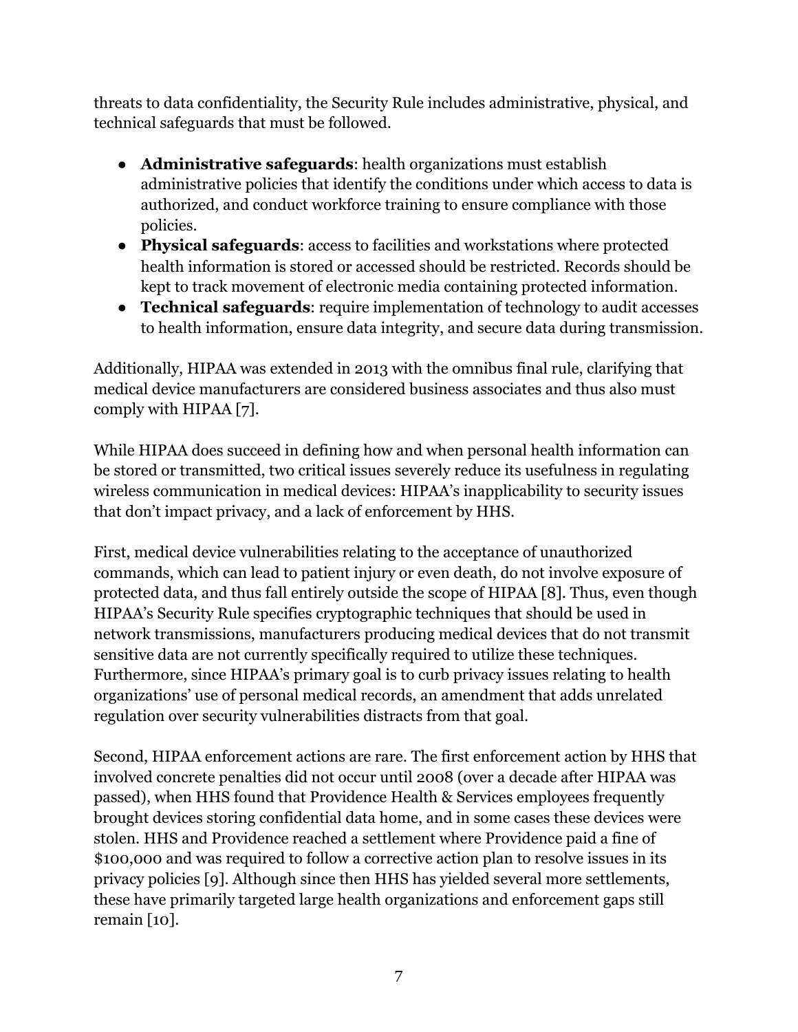threats to data confidentiality, the Security Rule includes administrative, physical, and technical safeguards that must be followed.

- **Administrative safeguards**: health organizations must establish administrative policies that identify the conditions under which access to data is authorized, and conduct workforce training to ensure compliance with those policies.
- **Physical safeguards**: access to facilities and workstations where protected health information is stored or accessed should be restricted. Records should be kept to track movement of electronic media containing protected information.
- **Technical safeguards**: require implementation of technology to audit accesses to health information, ensure data integrity, and secure data during transmission.

Additionally, HIPAA was extended in 2013 with the omnibus final rule, clarifying that medical device manufacturers are considered business associates and thus also must comply with HIPAA [7].

While HIPAA does succeed in defining how and when personal health information can be stored or transmitted, two critical issues severely reduce its usefulness in regulating wireless communication in medical devices: HIPAA's inapplicability to security issues that don't impact privacy, and a lack of enforcement by HHS.

First, medical device vulnerabilities relating to the acceptance of unauthorized commands, which can lead to patient injury or even death, do not involve exposure of protected data, and thus fall entirely outside the scope of HIPAA [8]. Thus, even though HIPAA's Security Rule specifies cryptographic techniques that should be used in network transmissions, manufacturers producing medical devices that do not transmit sensitive data are not currently specifically required to utilize these techniques. Furthermore, since HIPAA's primary goal is to curb privacy issues relating to health organizations' use of personal medical records, an amendment that adds unrelated regulation over security vulnerabilities distracts from that goal.

Second, HIPAA enforcement actions are rare. The first enforcement action by HHS that involved concrete penalties did not occur until 2008 (over a decade after HIPAA was passed), when HHS found that Providence Health & Services employees frequently brought devices storing confidential data home, and in some cases these devices were stolen. HHS and Providence reached a settlement where Providence paid a fine of $100,000 and was required to follow a corrective action plan to resolve issues in its privacy policies [9]. Although since then HHS has yielded several more settlements, these have primarily targeted large health organizations and enforcement gaps still remain [10].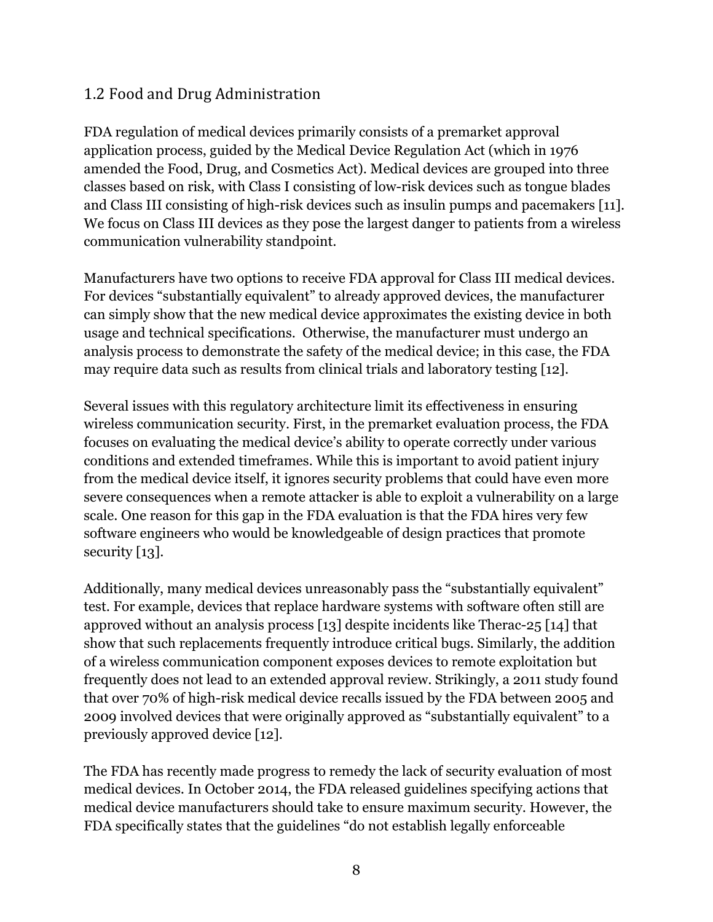## 1.2 Food and Drug Administration

FDA regulation of medical devices primarily consists of a premarket approval application process, guided by the Medical Device Regulation Act (which in 1976 amended the Food, Drug, and Cosmetics Act). Medical devices are grouped into three classes based on risk, with Class I consisting of low-risk devices such as tongue blades and Class III consisting of high-risk devices such as insulin pumps and pacemakers [11]. We focus on Class III devices as they pose the largest danger to patients from a wireless communication vulnerability standpoint.

Manufacturers have two options to receive FDA approval for Class III medical devices. For devices "substantially equivalent" to already approved devices, the manufacturer can simply show that the new medical device approximates the existing device in both usage and technical specifications. Otherwise, the manufacturer must undergo an analysis process to demonstrate the safety of the medical device; in this case, the FDA may require data such as results from clinical trials and laboratory testing [12].

Several issues with this regulatory architecture limit its effectiveness in ensuring wireless communication security. First, in the premarket evaluation process, the FDA focuses on evaluating the medical device's ability to operate correctly under various conditions and extended timeframes. While this is important to avoid patient injury from the medical device itself, it ignores security problems that could have even more severe consequences when a remote attacker is able to exploit a vulnerability on a large scale. One reason for this gap in the FDA evaluation is that the FDA hires very few software engineers who would be knowledgeable of design practices that promote security [13].

Additionally, many medical devices unreasonably pass the "substantially equivalent" test. For example, devices that replace hardware systems with software often still are approved without an analysis process [13] despite incidents like Therac-25 [14] that show that such replacements frequently introduce critical bugs. Similarly, the addition of a wireless communication component exposes devices to remote exploitation but frequently does not lead to an extended approval review. Strikingly, a 2011 study found that over 70% of high-risk medical device recalls issued by the FDA between 2005 and 2009 involved devices that were originally approved as "substantially equivalent" to a previously approved device [12].

The FDA has recently made progress to remedy the lack of security evaluation of most medical devices. In October 2014, the FDA released guidelines specifying actions that medical device manufacturers should take to ensure maximum security. However, the FDA specifically states that the guidelines "do not establish legally enforceable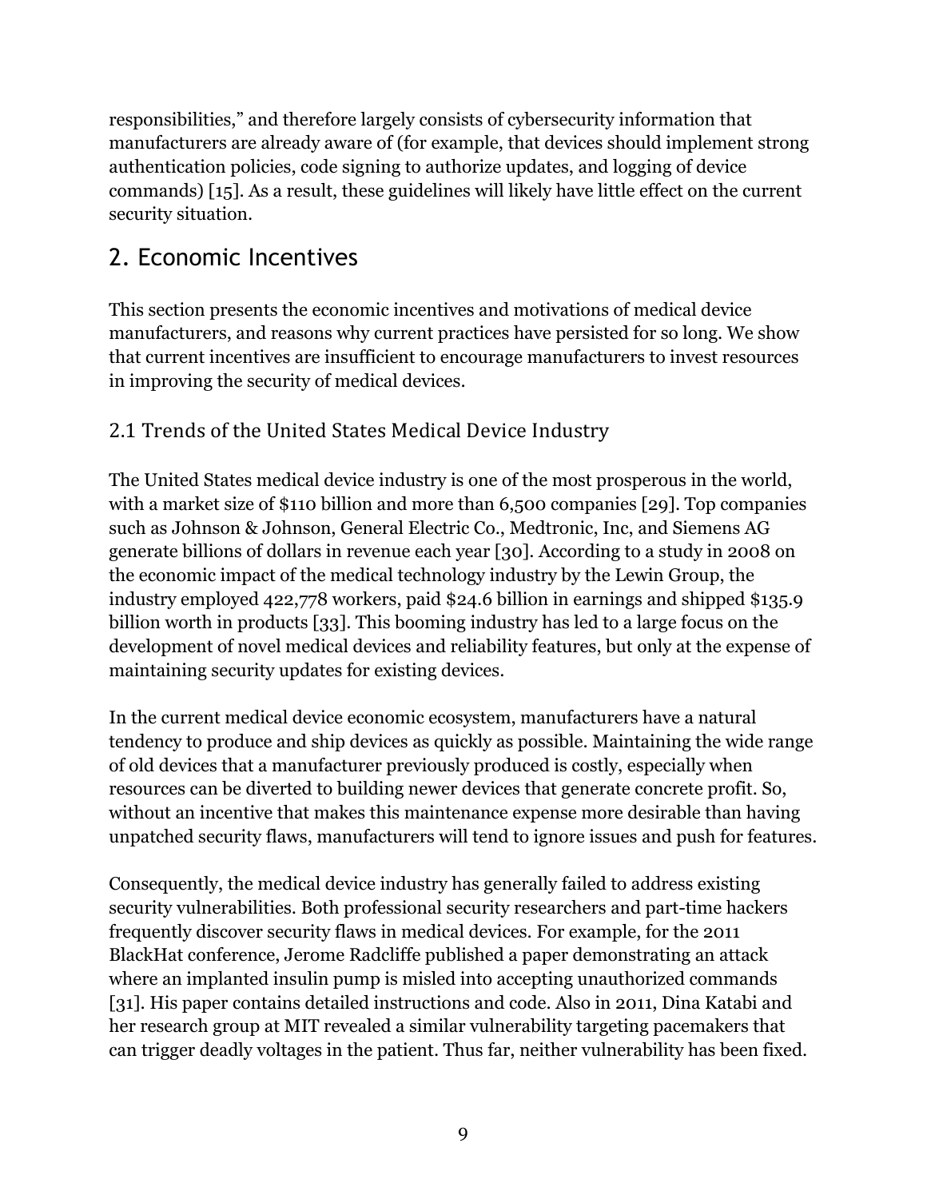responsibilities," and therefore largely consists of cybersecurity information that manufacturers are already aware of (for example, that devices should implement strong authentication policies, code signing to authorize updates, and logging of device commands) [15]. As a result, these guidelines will likely have little effect on the current security situation.

## 2. Economic Incentives

This section presents the economic incentives and motivations of medical device manufacturers, and reasons why current practices have persisted for so long. We show that current incentives are insufficient to encourage manufacturers to invest resources in improving the security of medical devices.

### 2.1 Trends of the United States Medical Device Industry

The United States medical device industry is one of the most prosperous in the world, with a market size of $110 billion and more than 6,500 companies [29]. Top companies such as Johnson & Johnson, General Electric Co., Medtronic, Inc, and Siemens AG generate billions of dollars in revenue each year [30]. According to a study in 2008 on the economic impact of the medical technology industry by the Lewin Group, the industry employed 422,778 workers, paid $24.6 billion in earnings and shipped $135.9 billion worth in products [33]. This booming industry has led to a large focus on the development of novel medical devices and reliability features, but only at the expense of maintaining security updates for existing devices.

In the current medical device economic ecosystem, manufacturers have a natural tendency to produce and ship devices as quickly as possible. Maintaining the wide range of old devices that a manufacturer previously produced is costly, especially when resources can be diverted to building newer devices that generate concrete profit. So, without an incentive that makes this maintenance expense more desirable than having unpatched security flaws, manufacturers will tend to ignore issues and push for features.

Consequently, the medical device industry has generally failed to address existing security vulnerabilities. Both professional security researchers and part-time hackers frequently discover security flaws in medical devices. For example, for the 2011 BlackHat conference, Jerome Radcliffe published a paper demonstrating an attack where an implanted insulin pump is misled into accepting unauthorized commands [31]. His paper contains detailed instructions and code. Also in 2011, Dina Katabi and her research group at MIT revealed a similar vulnerability targeting pacemakers that can trigger deadly voltages in the patient. Thus far, neither vulnerability has been fixed.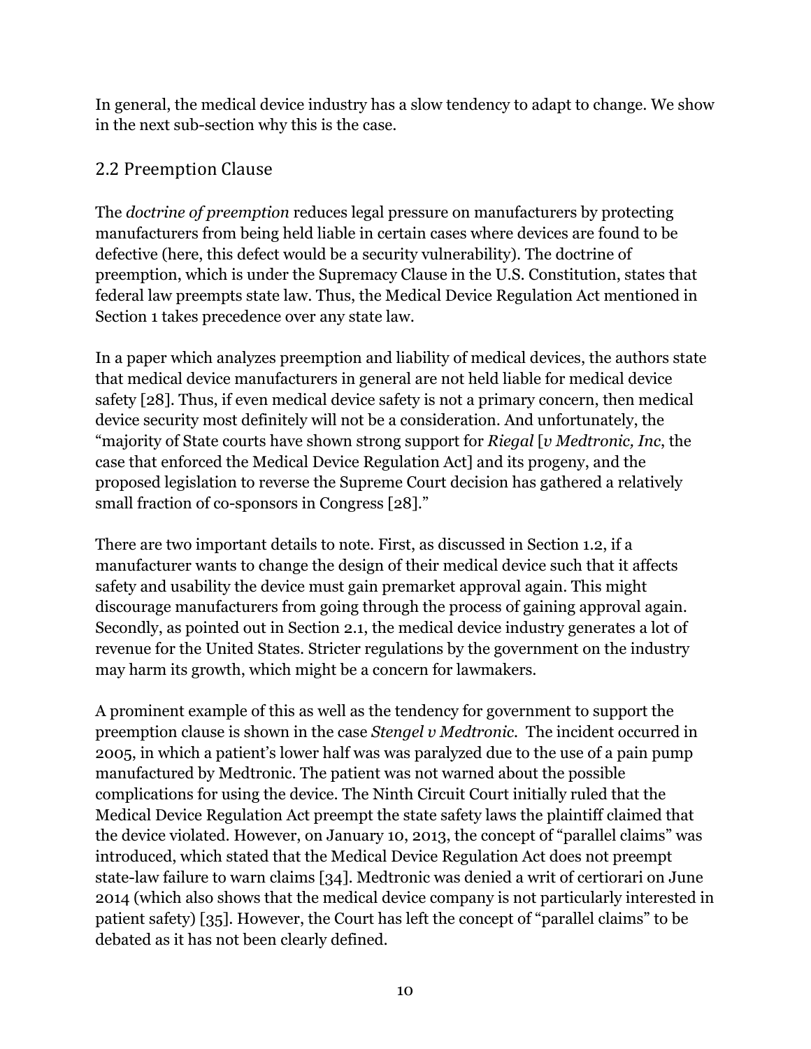In general, the medical device industry has a slow tendency to adapt to change. We show in the next sub-section why this is the case.

## 2.2 Preemption Clause

The *doctrine of preemption* reduces legal pressure on manufacturers by protecting manufacturers from being held liable in certain cases where devices are found to be defective (here, this defect would be a security vulnerability). The doctrine of preemption, which is under the Supremacy Clause in the U.S. Constitution, states that federal law preempts state law. Thus, the Medical Device Regulation Act mentioned in Section 1 takes precedence over any state law.

In a paper which analyzes preemption and liability of medical devices, the authors state that medical device manufacturers in general are not held liable for medical device safety [28]. Thus, if even medical device safety is not a primary concern, then medical device security most definitely will not be a consideration. And unfortunately, the "majority of State courts have shown strong support for *Riegal* [*v Medtronic, Inc*, the case that enforced the Medical Device Regulation Act] and its progeny, and the proposed legislation to reverse the Supreme Court decision has gathered a relatively small fraction of co-sponsors in Congress [28]."

There are two important details to note. First, as discussed in Section 1.2, if a manufacturer wants to change the design of their medical device such that it affects safety and usability the device must gain premarket approval again. This might discourage manufacturers from going through the process of gaining approval again. Secondly, as pointed out in Section 2.1, the medical device industry generates a lot of revenue for the United States. Stricter regulations by the government on the industry may harm its growth, which might be a concern for lawmakers.

A prominent example of this as well as the tendency for government to support the preemption clause is shown in the case *Stengel v Medtronic*. The incident occurred in 2005, in which a patient's lower half was was paralyzed due to the use of a pain pump manufactured by Medtronic. The patient was not warned about the possible complications for using the device. The Ninth Circuit Court initially ruled that the Medical Device Regulation Act preempt the state safety laws the plaintiff claimed that the device violated. However, on January 10, 2013, the concept of "parallel claims" was introduced, which stated that the Medical Device Regulation Act does not preempt state-law failure to warn claims [34]. Medtronic was denied a writ of certiorari on June 2014 (which also shows that the medical device company is not particularly interested in patient safety) [35]. However, the Court has left the concept of "parallel claims" to be debated as it has not been clearly defined.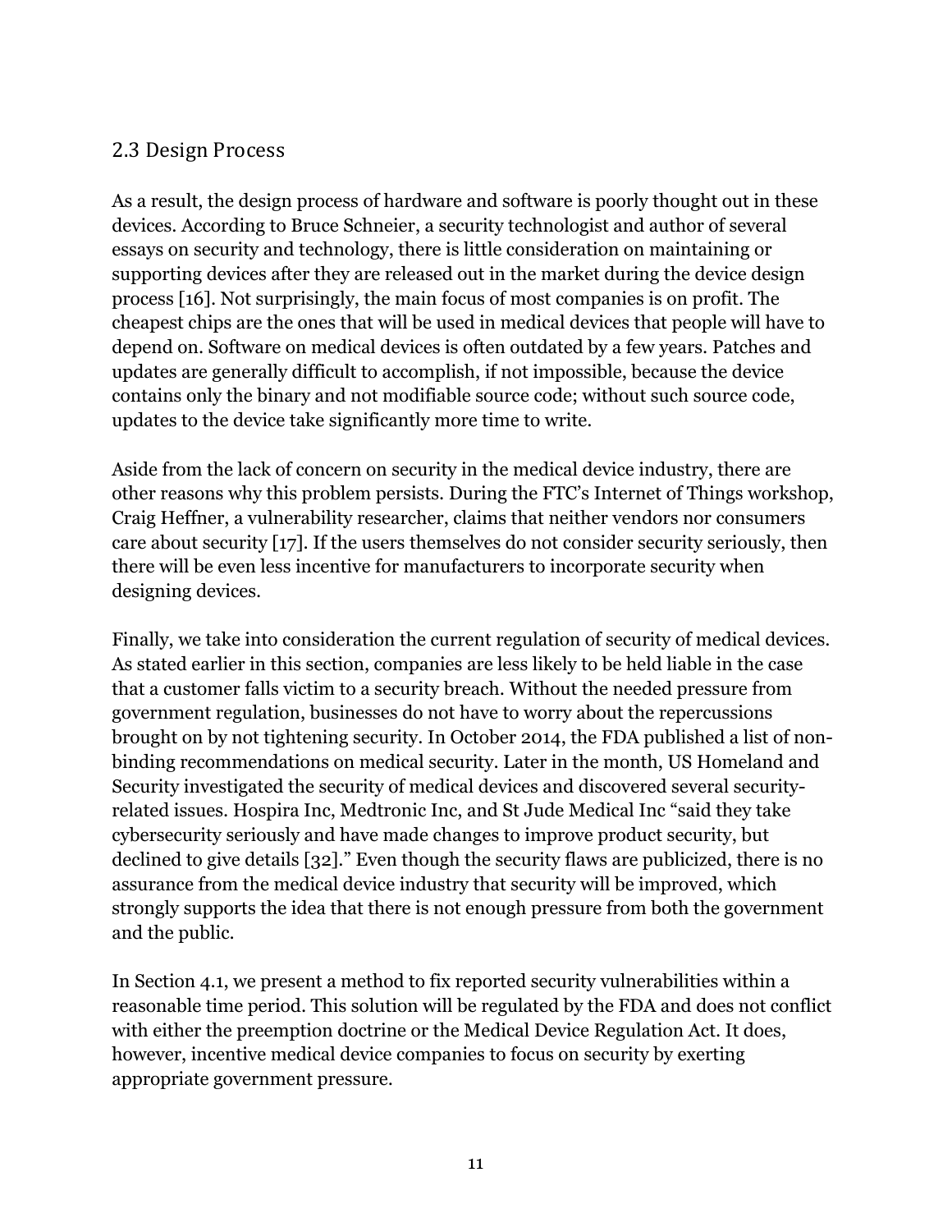## 2.3 Design Process

As a result, the design process of hardware and software is poorly thought out in these devices. According to Bruce Schneier, a security technologist and author of several essays on security and technology, there is little consideration on maintaining or supporting devices after they are released out in the market during the device design process [16]. Not surprisingly, the main focus of most companies is on profit. The cheapest chips are the ones that will be used in medical devices that people will have to depend on. Software on medical devices is often outdated by a few years. Patches and updates are generally difficult to accomplish, if not impossible, because the device contains only the binary and not modifiable source code; without such source code, updates to the device take significantly more time to write.

Aside from the lack of concern on security in the medical device industry, there are other reasons why this problem persists. During the FTC's Internet of Things workshop, Craig Heffner, a vulnerability researcher, claims that neither vendors nor consumers care about security [17]. If the users themselves do not consider security seriously, then there will be even less incentive for manufacturers to incorporate security when designing devices.

Finally, we take into consideration the current regulation of security of medical devices. As stated earlier in this section, companies are less likely to be held liable in the case that a customer falls victim to a security breach. Without the needed pressure from government regulation, businesses do not have to worry about the repercussions brought on by not tightening security. In October 2014, the FDA published a list of non-binding recommendations on medical security. Later in the month, US Homeland and Security investigated the security of medical devices and discovered several security-related issues. Hospira Inc, Medtronic Inc, and St Jude Medical Inc "said they take cybersecurity seriously and have made changes to improve product security, but declined to give details [32]." Even though the security flaws are publicized, there is no assurance from the medical device industry that security will be improved, which strongly supports the idea that there is not enough pressure from both the government and the public.

In Section 4.1, we present a method to fix reported security vulnerabilities within a reasonable time period. This solution will be regulated by the FDA and does not conflict with either the preemption doctrine or the Medical Device Regulation Act. It does, however, incentive medical device companies to focus on security by exerting appropriate government pressure.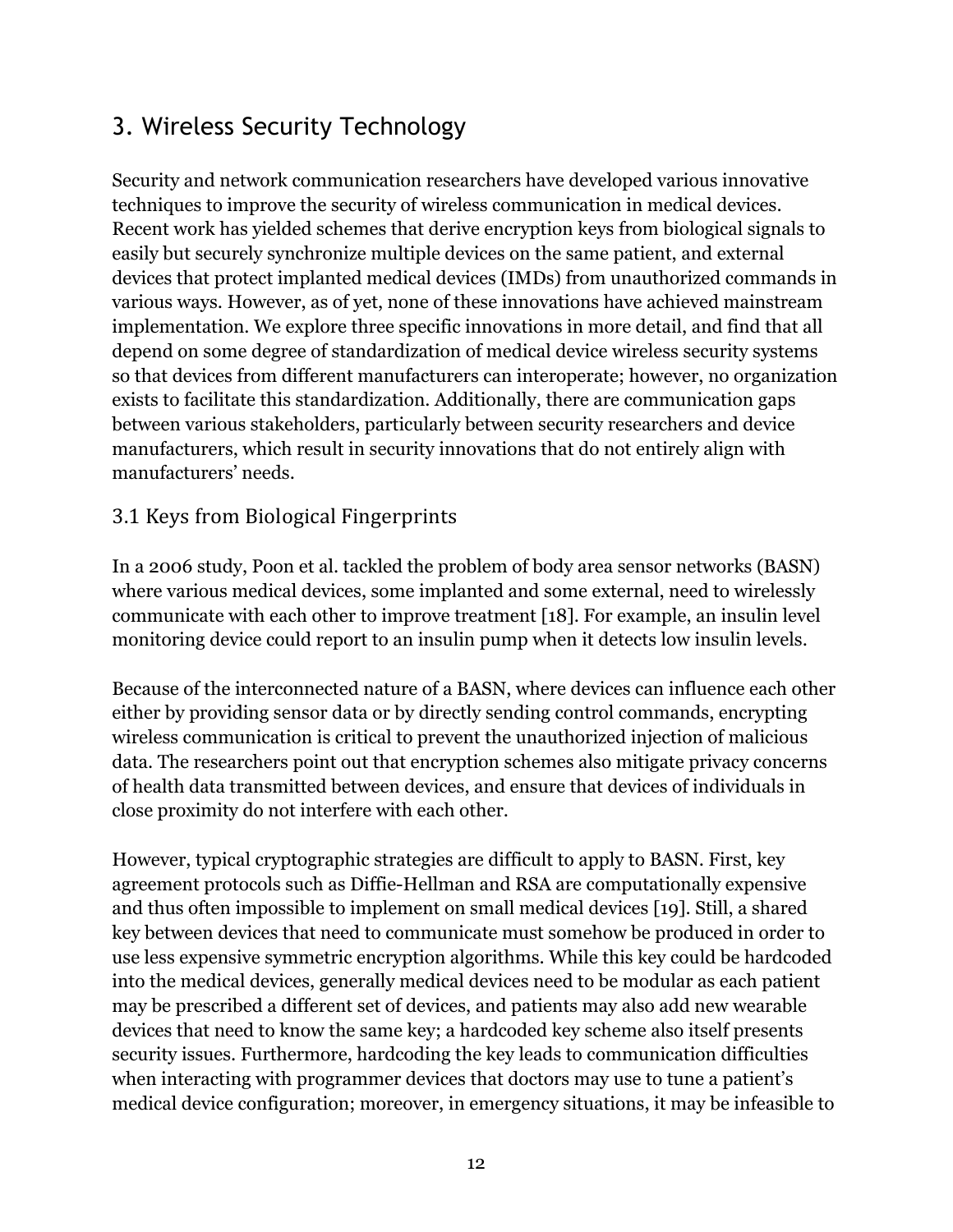# 3. Wireless Security Technology

Security and network communication researchers have developed various innovative techniques to improve the security of wireless communication in medical devices. Recent work has yielded schemes that derive encryption keys from biological signals to easily but securely synchronize multiple devices on the same patient, and external devices that protect implanted medical devices (IMDs) from unauthorized commands in various ways. However, as of yet, none of these innovations have achieved mainstream implementation. We explore three specific innovations in more detail, and find that all depend on some degree of standardization of medical device wireless security systems so that devices from different manufacturers can interoperate; however, no organization exists to facilitate this standardization. Additionally, there are communication gaps between various stakeholders, particularly between security researchers and device manufacturers, which result in security innovations that do not entirely align with manufacturers' needs.

## 3.1 Keys from Biological Fingerprints

In a 2006 study, Poon et al. tackled the problem of body area sensor networks (BASN) where various medical devices, some implanted and some external, need to wirelessly communicate with each other to improve treatment [18]. For example, an insulin level monitoring device could report to an insulin pump when it detects low insulin levels.

Because of the interconnected nature of a BASN, where devices can influence each other either by providing sensor data or by directly sending control commands, encrypting wireless communication is critical to prevent the unauthorized injection of malicious data. The researchers point out that encryption schemes also mitigate privacy concerns of health data transmitted between devices, and ensure that devices of individuals in close proximity do not interfere with each other.

However, typical cryptographic strategies are difficult to apply to BASN. First, key agreement protocols such as Diffie-Hellman and RSA are computationally expensive and thus often impossible to implement on small medical devices [19]. Still, a shared key between devices that need to communicate must somehow be produced in order to use less expensive symmetric encryption algorithms. While this key could be hardcoded into the medical devices, generally medical devices need to be modular as each patient may be prescribed a different set of devices, and patients may also add new wearable devices that need to know the same key; a hardcoded key scheme also itself presents security issues. Furthermore, hardcoding the key leads to communication difficulties when interacting with programmer devices that doctors may use to tune a patient's medical device configuration; moreover, in emergency situations, it may be infeasible to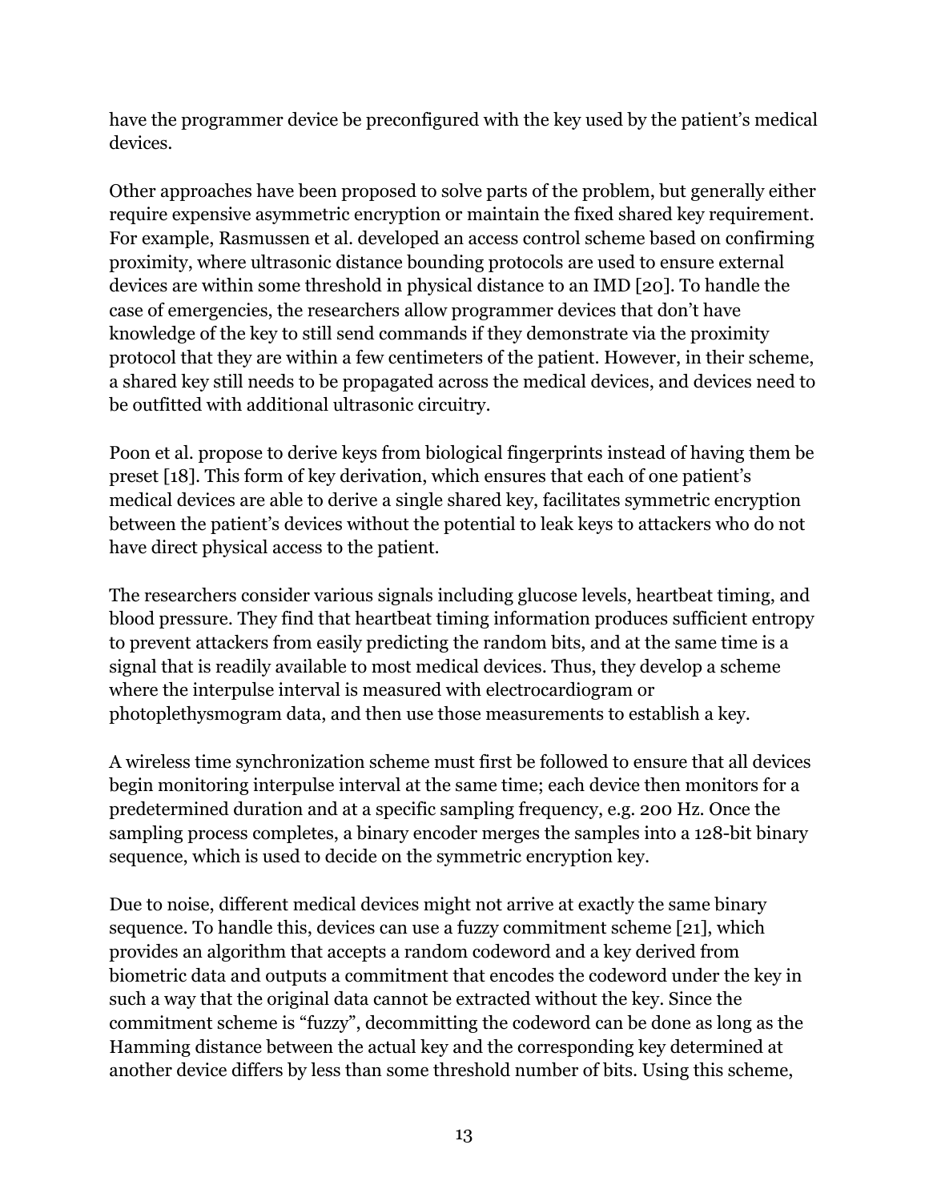have the programmer device be preconfigured with the key used by the patient's medical devices.

Other approaches have been proposed to solve parts of the problem, but generally either require expensive asymmetric encryption or maintain the fixed shared key requirement. For example, Rasmussen et al. developed an access control scheme based on confirming proximity, where ultrasonic distance bounding protocols are used to ensure external devices are within some threshold in physical distance to an IMD [20]. To handle the case of emergencies, the researchers allow programmer devices that don't have knowledge of the key to still send commands if they demonstrate via the proximity protocol that they are within a few centimeters of the patient. However, in their scheme, a shared key still needs to be propagated across the medical devices, and devices need to be outfitted with additional ultrasonic circuitry.

Poon et al. propose to derive keys from biological fingerprints instead of having them be preset [18]. This form of key derivation, which ensures that each of one patient's medical devices are able to derive a single shared key, facilitates symmetric encryption between the patient's devices without the potential to leak keys to attackers who do not have direct physical access to the patient.

The researchers consider various signals including glucose levels, heartbeat timing, and blood pressure. They find that heartbeat timing information produces sufficient entropy to prevent attackers from easily predicting the random bits, and at the same time is a signal that is readily available to most medical devices. Thus, they develop a scheme where the interpulse interval is measured with electrocardiogram or photoplethysmogram data, and then use those measurements to establish a key.

A wireless time synchronization scheme must first be followed to ensure that all devices begin monitoring interpulse interval at the same time; each device then monitors for a predetermined duration and at a specific sampling frequency, e.g. 200 Hz. Once the sampling process completes, a binary encoder merges the samples into a 128-bit binary sequence, which is used to decide on the symmetric encryption key.

Due to noise, different medical devices might not arrive at exactly the same binary sequence. To handle this, devices can use a fuzzy commitment scheme [21], which provides an algorithm that accepts a random codeword and a key derived from biometric data and outputs a commitment that encodes the codeword under the key in such a way that the original data cannot be extracted without the key. Since the commitment scheme is "fuzzy", decommitting the codeword can be done as long as the Hamming distance between the actual key and the corresponding key determined at another device differs by less than some threshold number of bits. Using this scheme,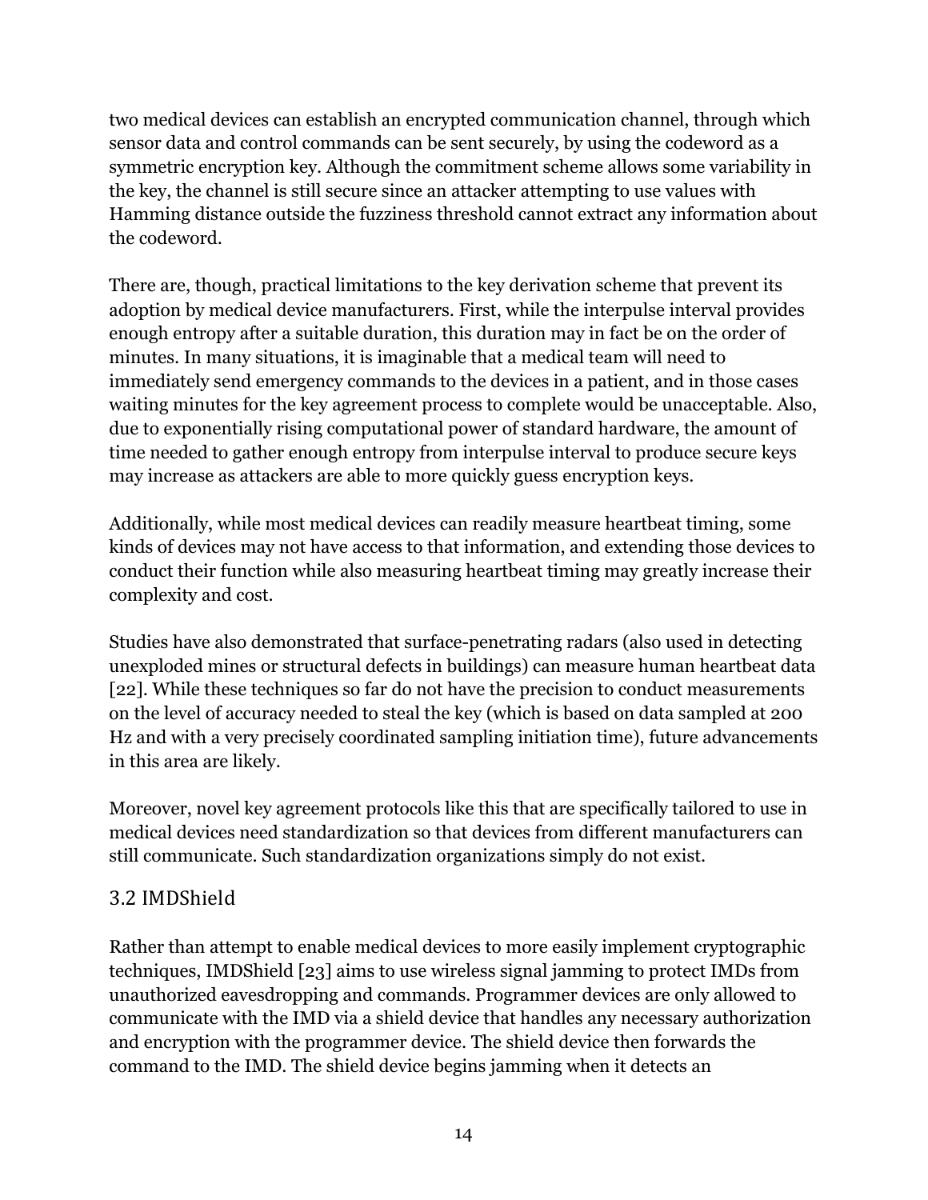two medical devices can establish an encrypted communication channel, through which sensor data and control commands can be sent securely, by using the codeword as a symmetric encryption key. Although the commitment scheme allows some variability in the key, the channel is still secure since an attacker attempting to use values with Hamming distance outside the fuzziness threshold cannot extract any information about the codeword.

There are, though, practical limitations to the key derivation scheme that prevent its adoption by medical device manufacturers. First, while the interpulse interval provides enough entropy after a suitable duration, this duration may in fact be on the order of minutes. In many situations, it is imaginable that a medical team will need to immediately send emergency commands to the devices in a patient, and in those cases waiting minutes for the key agreement process to complete would be unacceptable. Also, due to exponentially rising computational power of standard hardware, the amount of time needed to gather enough entropy from interpulse interval to produce secure keys may increase as attackers are able to more quickly guess encryption keys.

Additionally, while most medical devices can readily measure heartbeat timing, some kinds of devices may not have access to that information, and extending those devices to conduct their function while also measuring heartbeat timing may greatly increase their complexity and cost.

Studies have also demonstrated that surface-penetrating radars (also used in detecting unexploded mines or structural defects in buildings) can measure human heartbeat data [22]. While these techniques so far do not have the precision to conduct measurements on the level of accuracy needed to steal the key (which is based on data sampled at 200 Hz and with a very precisely coordinated sampling initiation time), future advancements in this area are likely.

Moreover, novel key agreement protocols like this that are specifically tailored to use in medical devices need standardization so that devices from different manufacturers can still communicate. Such standardization organizations simply do not exist.

### 3.2 IMDShield

Rather than attempt to enable medical devices to more easily implement cryptographic techniques, IMDShield [23] aims to use wireless signal jamming to protect IMDs from unauthorized eavesdropping and commands. Programmer devices are only allowed to communicate with the IMD via a shield device that handles any necessary authorization and encryption with the programmer device. The shield device then forwards the command to the IMD. The shield device begins jamming when it detects an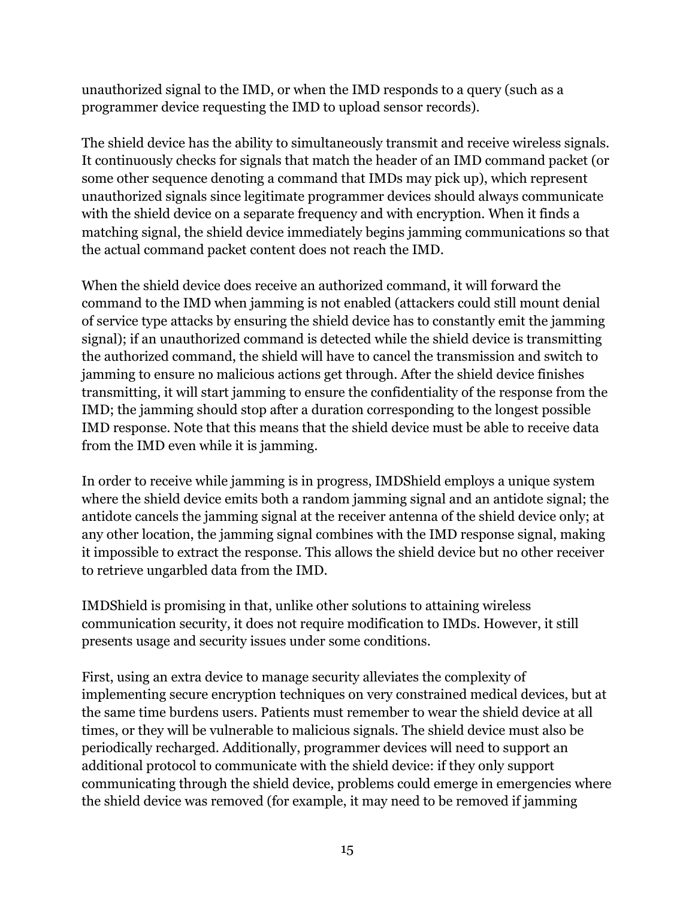unauthorized signal to the IMD, or when the IMD responds to a query (such as a programmer device requesting the IMD to upload sensor records).

The shield device has the ability to simultaneously transmit and receive wireless signals. It continuously checks for signals that match the header of an IMD command packet (or some other sequence denoting a command that IMDs may pick up), which represent unauthorized signals since legitimate programmer devices should always communicate with the shield device on a separate frequency and with encryption. When it finds a matching signal, the shield device immediately begins jamming communications so that the actual command packet content does not reach the IMD.

When the shield device does receive an authorized command, it will forward the command to the IMD when jamming is not enabled (attackers could still mount denial of service type attacks by ensuring the shield device has to constantly emit the jamming signal); if an unauthorized command is detected while the shield device is transmitting the authorized command, the shield will have to cancel the transmission and switch to jamming to ensure no malicious actions get through. After the shield device finishes transmitting, it will start jamming to ensure the confidentiality of the response from the IMD; the jamming should stop after a duration corresponding to the longest possible IMD response. Note that this means that the shield device must be able to receive data from the IMD even while it is jamming.

In order to receive while jamming is in progress, IMDShield employs a unique system where the shield device emits both a random jamming signal and an antidote signal; the antidote cancels the jamming signal at the receiver antenna of the shield device only; at any other location, the jamming signal combines with the IMD response signal, making it impossible to extract the response. This allows the shield device but no other receiver to retrieve ungarbled data from the IMD.

IMDShield is promising in that, unlike other solutions to attaining wireless communication security, it does not require modification to IMDs. However, it still presents usage and security issues under some conditions.

First, using an extra device to manage security alleviates the complexity of implementing secure encryption techniques on very constrained medical devices, but at the same time burdens users. Patients must remember to wear the shield device at all times, or they will be vulnerable to malicious signals. The shield device must also be periodically recharged. Additionally, programmer devices will need to support an additional protocol to communicate with the shield device: if they only support communicating through the shield device, problems could emerge in emergencies where the shield device was removed (for example, it may need to be removed if jamming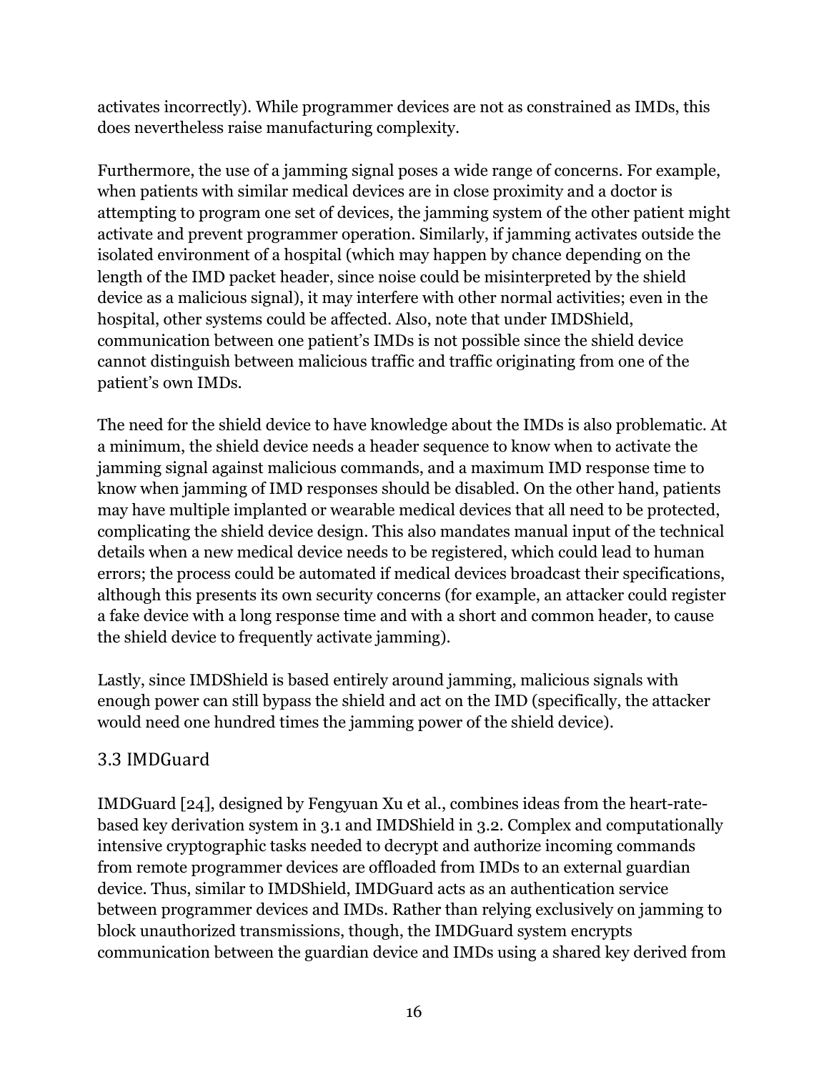activates incorrectly). While programmer devices are not as constrained as IMDs, this does nevertheless raise manufacturing complexity.

Furthermore, the use of a jamming signal poses a wide range of concerns. For example, when patients with similar medical devices are in close proximity and a doctor is attempting to program one set of devices, the jamming system of the other patient might activate and prevent programmer operation. Similarly, if jamming activates outside the isolated environment of a hospital (which may happen by chance depending on the length of the IMD packet header, since noise could be misinterpreted by the shield device as a malicious signal), it may interfere with other normal activities; even in the hospital, other systems could be affected. Also, note that under IMDShield, communication between one patient's IMDs is not possible since the shield device cannot distinguish between malicious traffic and traffic originating from one of the patient's own IMDs.

The need for the shield device to have knowledge about the IMDs is also problematic. At a minimum, the shield device needs a header sequence to know when to activate the jamming signal against malicious commands, and a maximum IMD response time to know when jamming of IMD responses should be disabled. On the other hand, patients may have multiple implanted or wearable medical devices that all need to be protected, complicating the shield device design. This also mandates manual input of the technical details when a new medical device needs to be registered, which could lead to human errors; the process could be automated if medical devices broadcast their specifications, although this presents its own security concerns (for example, an attacker could register a fake device with a long response time and with a short and common header, to cause the shield device to frequently activate jamming).

Lastly, since IMDShield is based entirely around jamming, malicious signals with enough power can still bypass the shield and act on the IMD (specifically, the attacker would need one hundred times the jamming power of the shield device).

## 3.3 IMDGuard

IMDGuard [24], designed by Fengyuan Xu et al., combines ideas from the heart-rate-based key derivation system in 3.1 and IMDShield in 3.2. Complex and computationally intensive cryptographic tasks needed to decrypt and authorize incoming commands from remote programmer devices are offloaded from IMDs to an external guardian device. Thus, similar to IMDShield, IMDGuard acts as an authentication service between programmer devices and IMDs. Rather than relying exclusively on jamming to block unauthorized transmissions, though, the IMDGuard system encrypts communication between the guardian device and IMDs using a shared key derived from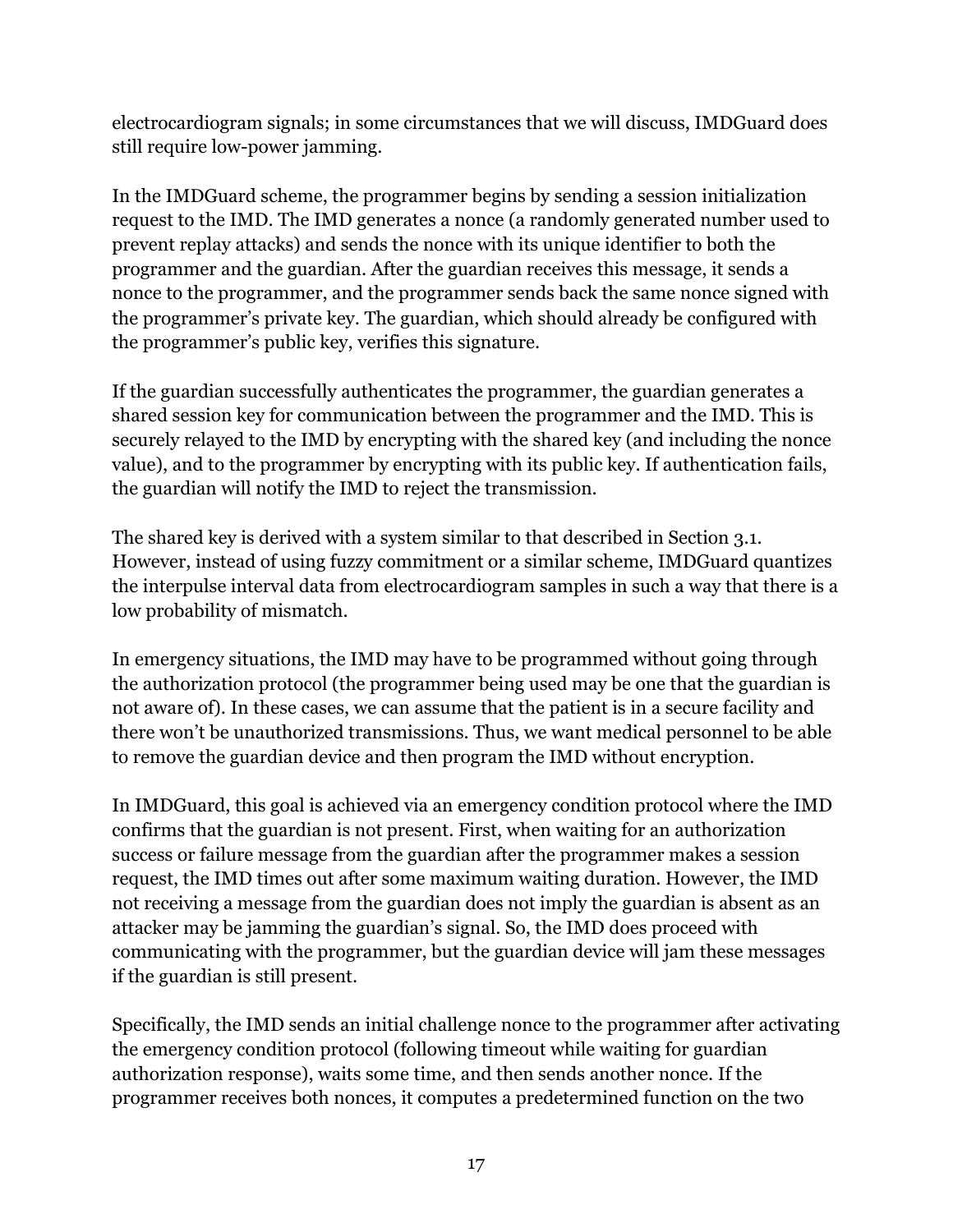electrocardiogram signals; in some circumstances that we will discuss, IMDGuard does still require low-power jamming.

In the IMDGuard scheme, the programmer begins by sending a session initialization request to the IMD. The IMD generates a nonce (a randomly generated number used to prevent replay attacks) and sends the nonce with its unique identifier to both the programmer and the guardian. After the guardian receives this message, it sends a nonce to the programmer, and the programmer sends back the same nonce signed with the programmer's private key. The guardian, which should already be configured with the programmer's public key, verifies this signature.

If the guardian successfully authenticates the programmer, the guardian generates a shared session key for communication between the programmer and the IMD. This is securely relayed to the IMD by encrypting with the shared key (and including the nonce value), and to the programmer by encrypting with its public key. If authentication fails, the guardian will notify the IMD to reject the transmission.

The shared key is derived with a system similar to that described in Section 3.1. However, instead of using fuzzy commitment or a similar scheme, IMDGuard quantizes the interpulse interval data from electrocardiogram samples in such a way that there is a low probability of mismatch.

In emergency situations, the IMD may have to be programmed without going through the authorization protocol (the programmer being used may be one that the guardian is not aware of). In these cases, we can assume that the patient is in a secure facility and there won't be unauthorized transmissions. Thus, we want medical personnel to be able to remove the guardian device and then program the IMD without encryption.

In IMDGuard, this goal is achieved via an emergency condition protocol where the IMD confirms that the guardian is not present. First, when waiting for an authorization success or failure message from the guardian after the programmer makes a session request, the IMD times out after some maximum waiting duration. However, the IMD not receiving a message from the guardian does not imply the guardian is absent as an attacker may be jamming the guardian's signal. So, the IMD does proceed with communicating with the programmer, but the guardian device will jam these messages if the guardian is still present.

Specifically, the IMD sends an initial challenge nonce to the programmer after activating the emergency condition protocol (following timeout while waiting for guardian authorization response), waits some time, and then sends another nonce. If the programmer receives both nonces, it computes a predetermined function on the two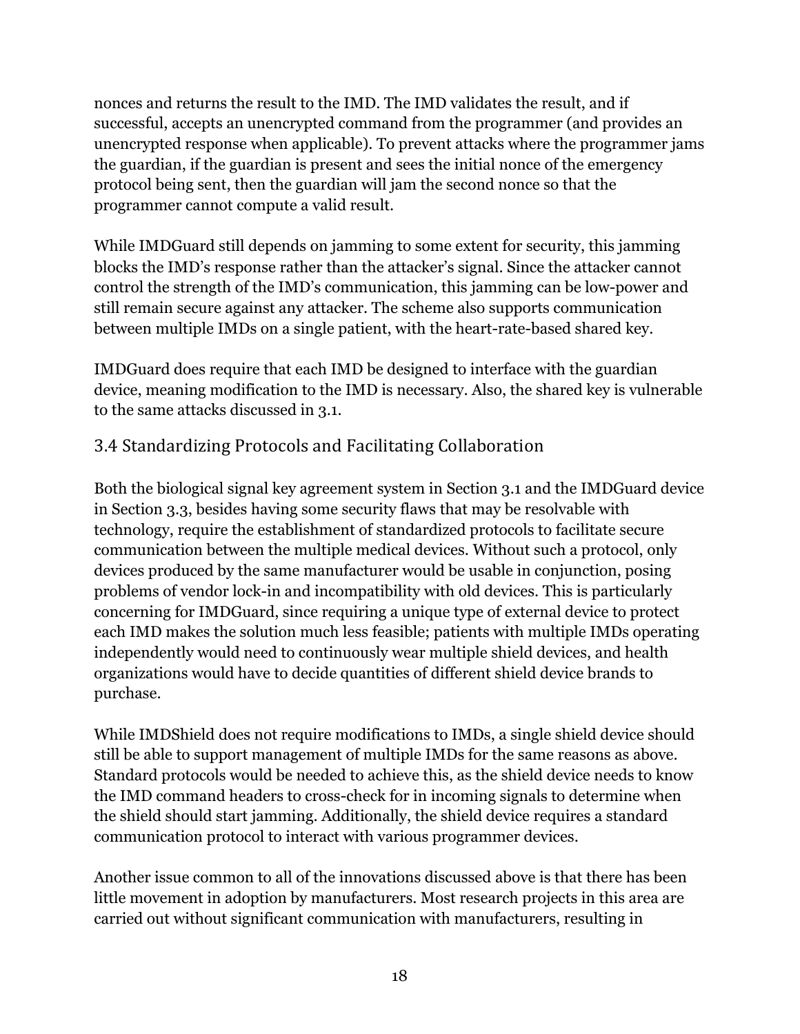nonces and returns the result to the IMD. The IMD validates the result, and if successful, accepts an unencrypted command from the programmer (and provides an unencrypted response when applicable). To prevent attacks where the programmer jams the guardian, if the guardian is present and sees the initial nonce of the emergency protocol being sent, then the guardian will jam the second nonce so that the programmer cannot compute a valid result.

While IMDGuard still depends on jamming to some extent for security, this jamming blocks the IMD's response rather than the attacker's signal. Since the attacker cannot control the strength of the IMD's communication, this jamming can be low-power and still remain secure against any attacker. The scheme also supports communication between multiple IMDs on a single patient, with the heart-rate-based shared key.

IMDGuard does require that each IMD be designed to interface with the guardian device, meaning modification to the IMD is necessary. Also, the shared key is vulnerable to the same attacks discussed in 3.1.

## 3.4 Standardizing Protocols and Facilitating Collaboration

Both the biological signal key agreement system in Section 3.1 and the IMDGuard device in Section 3.3, besides having some security flaws that may be resolvable with technology, require the establishment of standardized protocols to facilitate secure communication between the multiple medical devices. Without such a protocol, only devices produced by the same manufacturer would be usable in conjunction, posing problems of vendor lock-in and incompatibility with old devices. This is particularly concerning for IMDGuard, since requiring a unique type of external device to protect each IMD makes the solution much less feasible; patients with multiple IMDs operating independently would need to continuously wear multiple shield devices, and health organizations would have to decide quantities of different shield device brands to purchase.

While IMDShield does not require modifications to IMDs, a single shield device should still be able to support management of multiple IMDs for the same reasons as above. Standard protocols would be needed to achieve this, as the shield device needs to know the IMD command headers to cross-check for in incoming signals to determine when the shield should start jamming. Additionally, the shield device requires a standard communication protocol to interact with various programmer devices.

Another issue common to all of the innovations discussed above is that there has been little movement in adoption by manufacturers. Most research projects in this area are carried out without significant communication with manufacturers, resulting in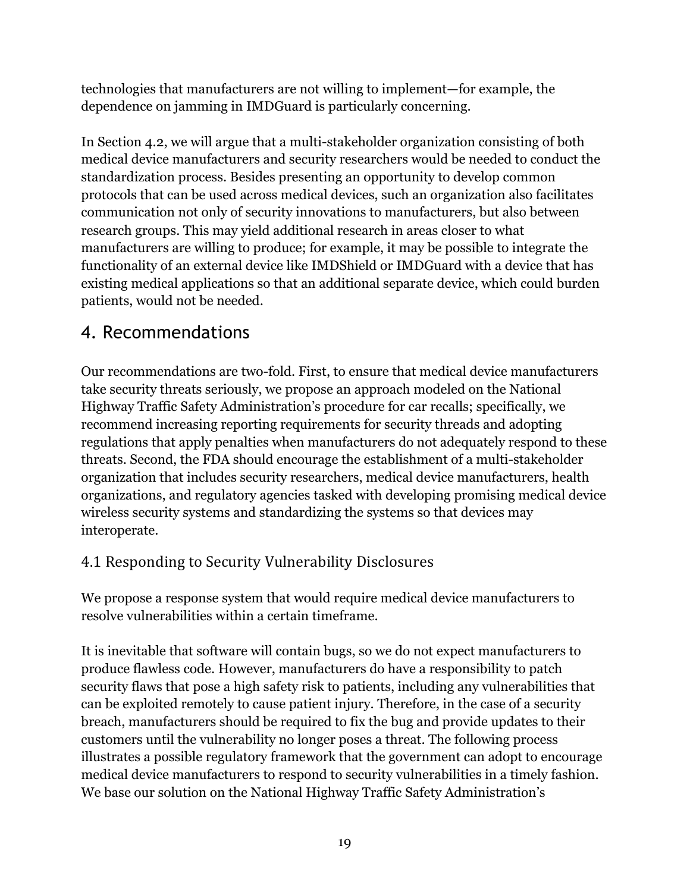technologies that manufacturers are not willing to implement—for example, the dependence on jamming in IMDGuard is particularly concerning.

In Section 4.2, we will argue that a multi-stakeholder organization consisting of both medical device manufacturers and security researchers would be needed to conduct the standardization process. Besides presenting an opportunity to develop common protocols that can be used across medical devices, such an organization also facilitates communication not only of security innovations to manufacturers, but also between research groups. This may yield additional research in areas closer to what manufacturers are willing to produce; for example, it may be possible to integrate the functionality of an external device like IMDShield or IMDGuard with a device that has existing medical applications so that an additional separate device, which could burden patients, would not be needed.

# 4. Recommendations

Our recommendations are two-fold. First, to ensure that medical device manufacturers take security threats seriously, we propose an approach modeled on the National Highway Traffic Safety Administration's procedure for car recalls; specifically, we recommend increasing reporting requirements for security threads and adopting regulations that apply penalties when manufacturers do not adequately respond to these threats. Second, the FDA should encourage the establishment of a multi-stakeholder organization that includes security researchers, medical device manufacturers, health organizations, and regulatory agencies tasked with developing promising medical device wireless security systems and standardizing the systems so that devices may interoperate.

## 4.1 Responding to Security Vulnerability Disclosures

We propose a response system that would require medical device manufacturers to resolve vulnerabilities within a certain timeframe.

It is inevitable that software will contain bugs, so we do not expect manufacturers to produce flawless code. However, manufacturers do have a responsibility to patch security flaws that pose a high safety risk to patients, including any vulnerabilities that can be exploited remotely to cause patient injury. Therefore, in the case of a security breach, manufacturers should be required to fix the bug and provide updates to their customers until the vulnerability no longer poses a threat. The following process illustrates a possible regulatory framework that the government can adopt to encourage medical device manufacturers to respond to security vulnerabilities in a timely fashion. We base our solution on the National Highway Traffic Safety Administration's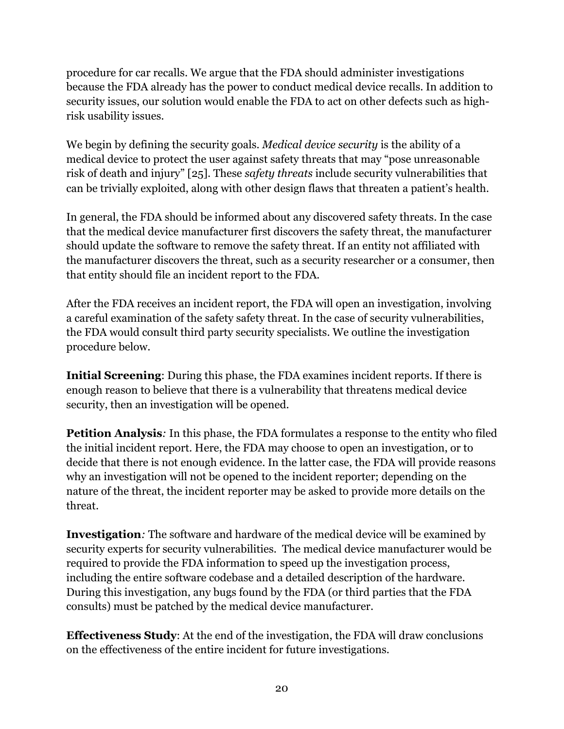procedure for car recalls. We argue that the FDA should administer investigations because the FDA already has the power to conduct medical device recalls. In addition to security issues, our solution would enable the FDA to act on other defects such as high-risk usability issues.

We begin by defining the security goals. *Medical device security* is the ability of a medical device to protect the user against safety threats that may "pose unreasonable risk of death and injury" [25]. These *safety threats* include security vulnerabilities that can be trivially exploited, along with other design flaws that threaten a patient's health.

In general, the FDA should be informed about any discovered safety threats. In the case that the medical device manufacturer first discovers the safety threat, the manufacturer should update the software to remove the safety threat. If an entity not affiliated with the manufacturer discovers the threat, such as a security researcher or a consumer, then that entity should file an incident report to the FDA.

After the FDA receives an incident report, the FDA will open an investigation, involving a careful examination of the safety safety threat. In the case of security vulnerabilities, the FDA would consult third party security specialists. We outline the investigation procedure below.

**Initial Screening**: During this phase, the FDA examines incident reports. If there is enough reason to believe that there is a vulnerability that threatens medical device security, then an investigation will be opened.

**Petition Analysis***:* In this phase, the FDA formulates a response to the entity who filed the initial incident report. Here, the FDA may choose to open an investigation, or to decide that there is not enough evidence. In the latter case, the FDA will provide reasons why an investigation will not be opened to the incident reporter; depending on the nature of the threat, the incident reporter may be asked to provide more details on the threat.

**Investigation***:* The software and hardware of the medical device will be examined by security experts for security vulnerabilities. The medical device manufacturer would be required to provide the FDA information to speed up the investigation process, including the entire software codebase and a detailed description of the hardware. During this investigation, any bugs found by the FDA (or third parties that the FDA consults) must be patched by the medical device manufacturer.

**Effectiveness Study**: At the end of the investigation, the FDA will draw conclusions on the effectiveness of the entire incident for future investigations.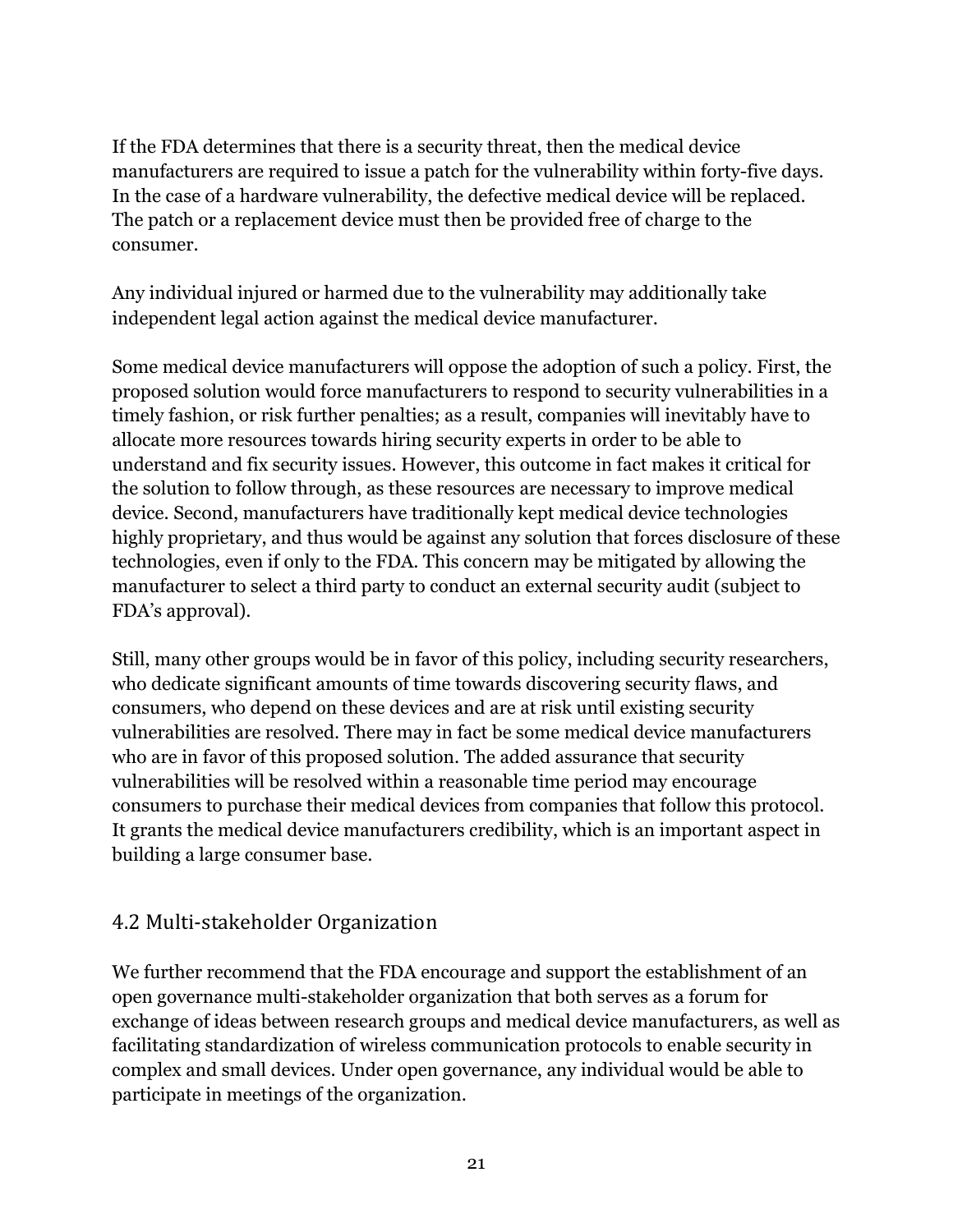If the FDA determines that there is a security threat, then the medical device manufacturers are required to issue a patch for the vulnerability within forty-five days. In the case of a hardware vulnerability, the defective medical device will be replaced. The patch or a replacement device must then be provided free of charge to the consumer.

Any individual injured or harmed due to the vulnerability may additionally take independent legal action against the medical device manufacturer.

Some medical device manufacturers will oppose the adoption of such a policy. First, the proposed solution would force manufacturers to respond to security vulnerabilities in a timely fashion, or risk further penalties; as a result, companies will inevitably have to allocate more resources towards hiring security experts in order to be able to understand and fix security issues. However, this outcome in fact makes it critical for the solution to follow through, as these resources are necessary to improve medical device. Second, manufacturers have traditionally kept medical device technologies highly proprietary, and thus would be against any solution that forces disclosure of these technologies, even if only to the FDA. This concern may be mitigated by allowing the manufacturer to select a third party to conduct an external security audit (subject to FDA's approval).

Still, many other groups would be in favor of this policy, including security researchers, who dedicate significant amounts of time towards discovering security flaws, and consumers, who depend on these devices and are at risk until existing security vulnerabilities are resolved. There may in fact be some medical device manufacturers who are in favor of this proposed solution. The added assurance that security vulnerabilities will be resolved within a reasonable time period may encourage consumers to purchase their medical devices from companies that follow this protocol. It grants the medical device manufacturers credibility, which is an important aspect in building a large consumer base.

## 4.2 Multi-stakeholder Organization

We further recommend that the FDA encourage and support the establishment of an open governance multi-stakeholder organization that both serves as a forum for exchange of ideas between research groups and medical device manufacturers, as well as facilitating standardization of wireless communication protocols to enable security in complex and small devices. Under open governance, any individual would be able to participate in meetings of the organization.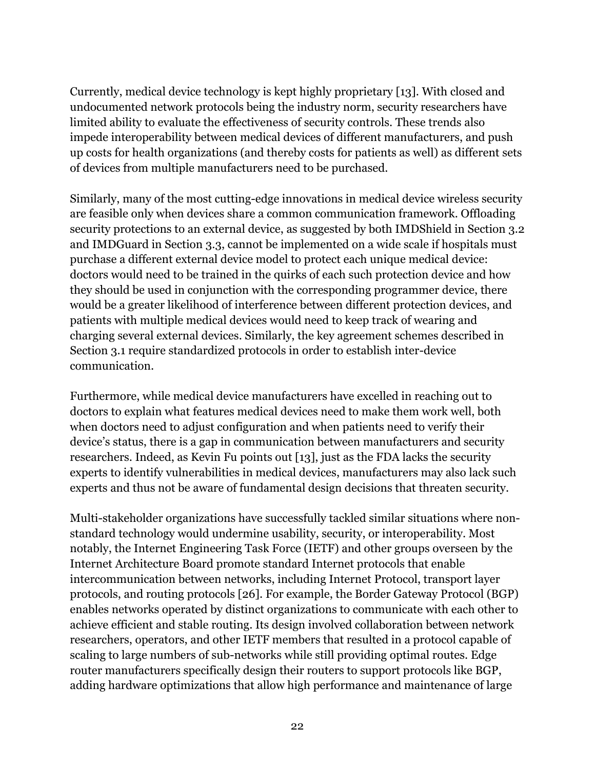Currently, medical device technology is kept highly proprietary [13]. With closed and undocumented network protocols being the industry norm, security researchers have limited ability to evaluate the effectiveness of security controls. These trends also impede interoperability between medical devices of different manufacturers, and push up costs for health organizations (and thereby costs for patients as well) as different sets of devices from multiple manufacturers need to be purchased.

Similarly, many of the most cutting-edge innovations in medical device wireless security are feasible only when devices share a common communication framework. Offloading security protections to an external device, as suggested by both IMDShield in Section 3.2 and IMDGuard in Section 3.3, cannot be implemented on a wide scale if hospitals must purchase a different external device model to protect each unique medical device: doctors would need to be trained in the quirks of each such protection device and how they should be used in conjunction with the corresponding programmer device, there would be a greater likelihood of interference between different protection devices, and patients with multiple medical devices would need to keep track of wearing and charging several external devices. Similarly, the key agreement schemes described in Section 3.1 require standardized protocols in order to establish inter-device communication.

Furthermore, while medical device manufacturers have excelled in reaching out to doctors to explain what features medical devices need to make them work well, both when doctors need to adjust configuration and when patients need to verify their device's status, there is a gap in communication between manufacturers and security researchers. Indeed, as Kevin Fu points out [13], just as the FDA lacks the security experts to identify vulnerabilities in medical devices, manufacturers may also lack such experts and thus not be aware of fundamental design decisions that threaten security.

Multi-stakeholder organizations have successfully tackled similar situations where non-standard technology would undermine usability, security, or interoperability. Most notably, the Internet Engineering Task Force (IETF) and other groups overseen by the Internet Architecture Board promote standard Internet protocols that enable intercommunication between networks, including Internet Protocol, transport layer protocols, and routing protocols [26]. For example, the Border Gateway Protocol (BGP) enables networks operated by distinct organizations to communicate with each other to achieve efficient and stable routing. Its design involved collaboration between network researchers, operators, and other IETF members that resulted in a protocol capable of scaling to large numbers of sub-networks while still providing optimal routes. Edge router manufacturers specifically design their routers to support protocols like BGP, adding hardware optimizations that allow high performance and maintenance of large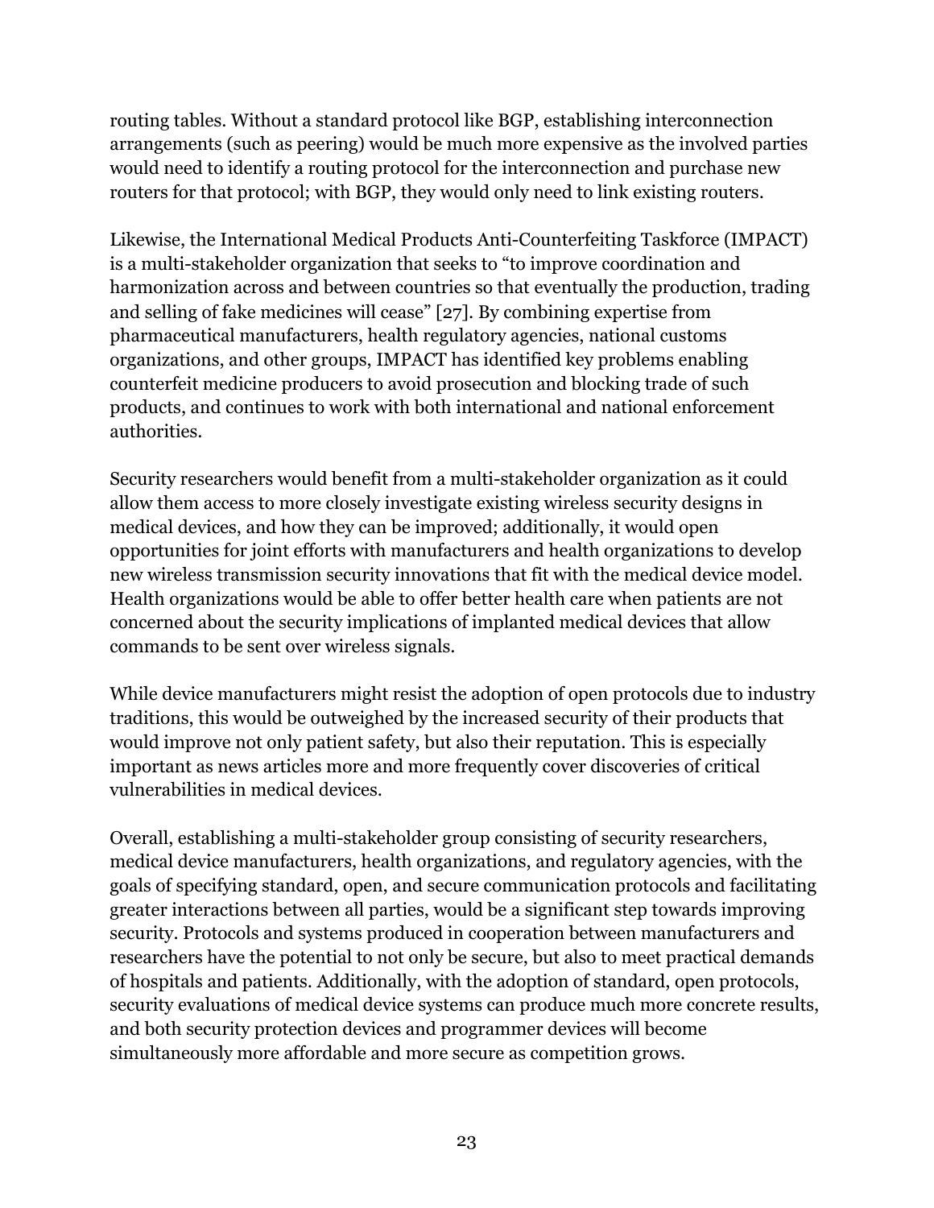routing tables. Without a standard protocol like BGP, establishing interconnection arrangements (such as peering) would be much more expensive as the involved parties would need to identify a routing protocol for the interconnection and purchase new routers for that protocol; with BGP, they would only need to link existing routers.

Likewise, the International Medical Products Anti-Counterfeiting Taskforce (IMPACT) is a multi-stakeholder organization that seeks to "to improve coordination and harmonization across and between countries so that eventually the production, trading and selling of fake medicines will cease" [27]. By combining expertise from pharmaceutical manufacturers, health regulatory agencies, national customs organizations, and other groups, IMPACT has identified key problems enabling counterfeit medicine producers to avoid prosecution and blocking trade of such products, and continues to work with both international and national enforcement authorities.

Security researchers would benefit from a multi-stakeholder organization as it could allow them access to more closely investigate existing wireless security designs in medical devices, and how they can be improved; additionally, it would open opportunities for joint efforts with manufacturers and health organizations to develop new wireless transmission security innovations that fit with the medical device model. Health organizations would be able to offer better health care when patients are not concerned about the security implications of implanted medical devices that allow commands to be sent over wireless signals.

While device manufacturers might resist the adoption of open protocols due to industry traditions, this would be outweighed by the increased security of their products that would improve not only patient safety, but also their reputation. This is especially important as news articles more and more frequently cover discoveries of critical vulnerabilities in medical devices.

Overall, establishing a multi-stakeholder group consisting of security researchers, medical device manufacturers, health organizations, and regulatory agencies, with the goals of specifying standard, open, and secure communication protocols and facilitating greater interactions between all parties, would be a significant step towards improving security. Protocols and systems produced in cooperation between manufacturers and researchers have the potential to not only be secure, but also to meet practical demands of hospitals and patients. Additionally, with the adoption of standard, open protocols, security evaluations of medical device systems can produce much more concrete results, and both security protection devices and programmer devices will become simultaneously more affordable and more secure as competition grows.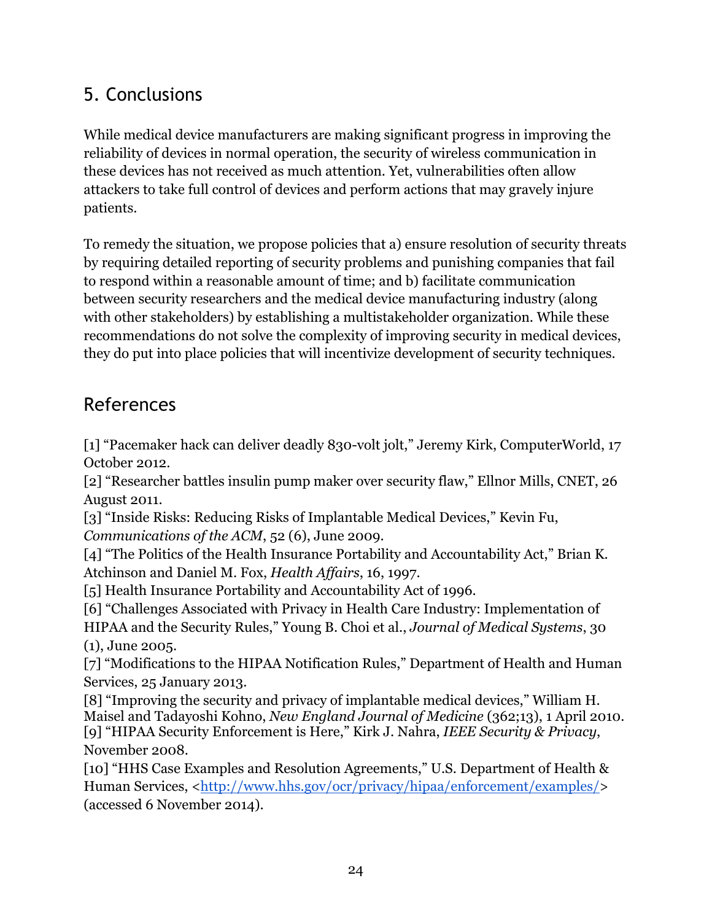## 5. Conclusions

While medical device manufacturers are making significant progress in improving the reliability of devices in normal operation, the security of wireless communication in these devices has not received as much attention. Yet, vulnerabilities often allow attackers to take full control of devices and perform actions that may gravely injure patients.

To remedy the situation, we propose policies that a) ensure resolution of security threats by requiring detailed reporting of security problems and punishing companies that fail to respond within a reasonable amount of time; and b) facilitate communication between security researchers and the medical device manufacturing industry (along with other stakeholders) by establishing a multistakeholder organization. While these recommendations do not solve the complexity of improving security in medical devices, they do put into place policies that will incentivize development of security techniques.

## References

[1] "Pacemaker hack can deliver deadly 830-volt jolt," Jeremy Kirk, ComputerWorld, 17 October 2012.
[2] "Researcher battles insulin pump maker over security flaw," Ellnor Mills, CNET, 26 August 2011.
[3] "Inside Risks: Reducing Risks of Implantable Medical Devices," Kevin Fu, *Communications of the ACM*, 52 (6), June 2009.
[4] "The Politics of the Health Insurance Portability and Accountability Act," Brian K. Atchinson and Daniel M. Fox, *Health Affairs*, 16, 1997.
[5] Health Insurance Portability and Accountability Act of 1996.
[6] "Challenges Associated with Privacy in Health Care Industry: Implementation of HIPAA and the Security Rules," Young B. Choi et al., *Journal of Medical Systems*, 30 (1), June 2005.
[7] "Modifications to the HIPAA Notification Rules," Department of Health and Human Services, 25 January 2013.
[8] "Improving the security and privacy of implantable medical devices," William H. Maisel and Tadayoshi Kohno, *New England Journal of Medicine* (362;13), 1 April 2010.
[9] "HIPAA Security Enforcement is Here," Kirk J. Nahra, *IEEE Security & Privacy*, November 2008.
[10] "HHS Case Examples and Resolution Agreements," U.S. Department of Health & Human Services, <http://www.hhs.gov/ocr/privacy/hipaa/enforcement/examples/> (accessed 6 November 2014).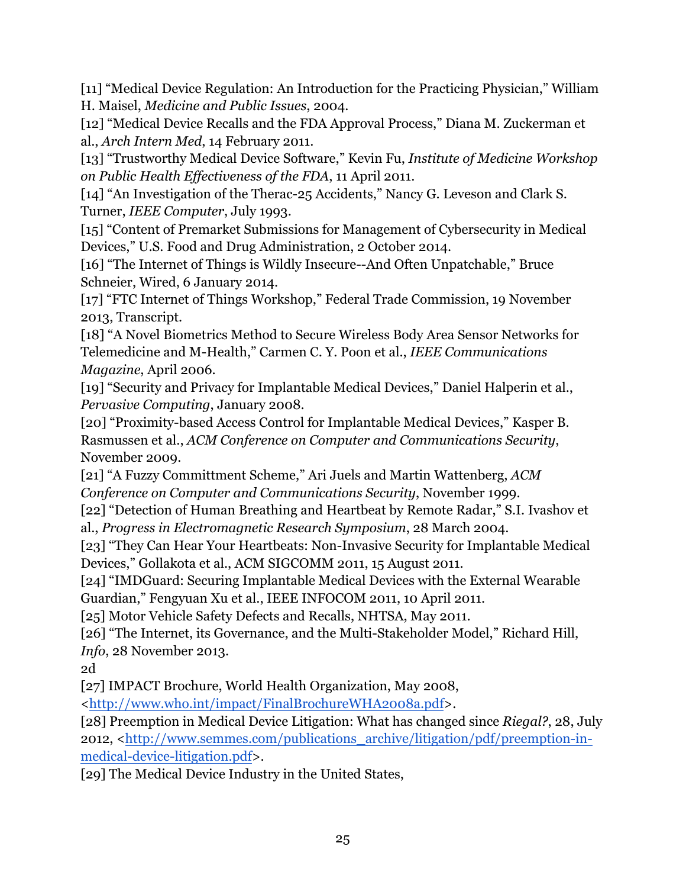[11] "Medical Device Regulation: An Introduction for the Practicing Physician," William H. Maisel, *Medicine and Public Issues*, 2004.

[12] "Medical Device Recalls and the FDA Approval Process," Diana M. Zuckerman et al., *Arch Intern Med*, 14 February 2011.

[13] "Trustworthy Medical Device Software," Kevin Fu, *Institute of Medicine Workshop on Public Health Effectiveness of the FDA*, 11 April 2011.

[14] "An Investigation of the Therac-25 Accidents," Nancy G. Leveson and Clark S. Turner, *IEEE Computer*, July 1993.

[15] "Content of Premarket Submissions for Management of Cybersecurity in Medical Devices," U.S. Food and Drug Administration, 2 October 2014.

[16] "The Internet of Things is Wildly Insecure--And Often Unpatchable," Bruce Schneier, Wired, 6 January 2014.

[17] "FTC Internet of Things Workshop," Federal Trade Commission, 19 November 2013, Transcript.

[18] "A Novel Biometrics Method to Secure Wireless Body Area Sensor Networks for Telemedicine and M-Health," Carmen C. Y. Poon et al., *IEEE Communications Magazine*, April 2006.

[19] "Security and Privacy for Implantable Medical Devices," Daniel Halperin et al., *Pervasive Computing*, January 2008.

[20] "Proximity-based Access Control for Implantable Medical Devices," Kasper B. Rasmussen et al., *ACM Conference on Computer and Communications Security*, November 2009.

[21] "A Fuzzy Committment Scheme," Ari Juels and Martin Wattenberg, *ACM Conference on Computer and Communications Security*, November 1999.

[22] "Detection of Human Breathing and Heartbeat by Remote Radar," S.I. Ivashov et al., *Progress in Electromagnetic Research Symposium*, 28 March 2004.

[23] "They Can Hear Your Heartbeats: Non-Invasive Security for Implantable Medical Devices," Gollakota et al., ACM SIGCOMM 2011, 15 August 2011.

[24] "IMDGuard: Securing Implantable Medical Devices with the External Wearable Guardian," Fengyuan Xu et al., IEEE INFOCOM 2011, 10 April 2011.

[25] Motor Vehicle Safety Defects and Recalls, NHTSA, May 2011.

[26] "The Internet, its Governance, and the Multi-Stakeholder Model," Richard Hill, *Info*, 28 November 2013.

2d

[27] IMPACT Brochure, World Health Organization, May 2008, <http://www.who.int/impact/FinalBrochureWHA2008a.pdf>.

[28] Preemption in Medical Device Litigation: What has changed since *Riegal?*, 28, July 2012, <http://www.semmes.com/publications_archive/litigation/pdf/preemption-in-medical-device-litigation.pdf>.

[29] The Medical Device Industry in the United States,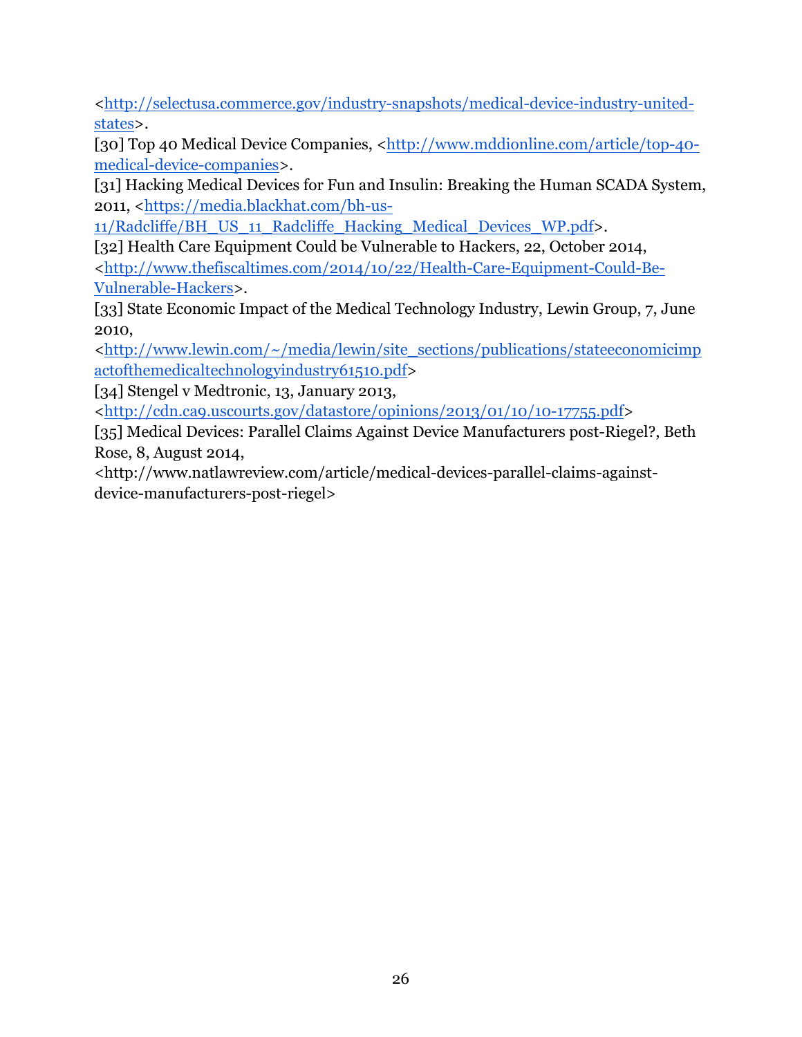<http://selectusa.commerce.gov/industry-snapshots/medical-device-industry-united-states>.

[30] Top 40 Medical Device Companies, <http://www.mddionline.com/article/top-40-medical-device-companies>.

[31] Hacking Medical Devices for Fun and Insulin: Breaking the Human SCADA System, 2011, <https://media.blackhat.com/bh-us-11/Radcliffe/BH_US_11_Radcliffe_Hacking_Medical_Devices_WP.pdf>.

[32] Health Care Equipment Could be Vulnerable to Hackers, 22, October 2014, <http://www.thefiscaltimes.com/2014/10/22/Health-Care-Equipment-Could-Be-Vulnerable-Hackers>.

[33] State Economic Impact of the Medical Technology Industry, Lewin Group, 7, June 2010, <http://www.lewin.com/~/media/lewin/site_sections/publications/stateeconomicimpactofthemedicaltechnologyindustry61510.pdf>

[34] Stengel v Medtronic, 13, January 2013, <http://cdn.ca9.uscourts.gov/datastore/opinions/2013/01/10/10-17755.pdf>

[35] Medical Devices: Parallel Claims Against Device Manufacturers post-Riegel?, Beth Rose, 8, August 2014, <http://www.natlawreview.com/article/medical-devices-parallel-claims-against-device-manufacturers-post-riegel>